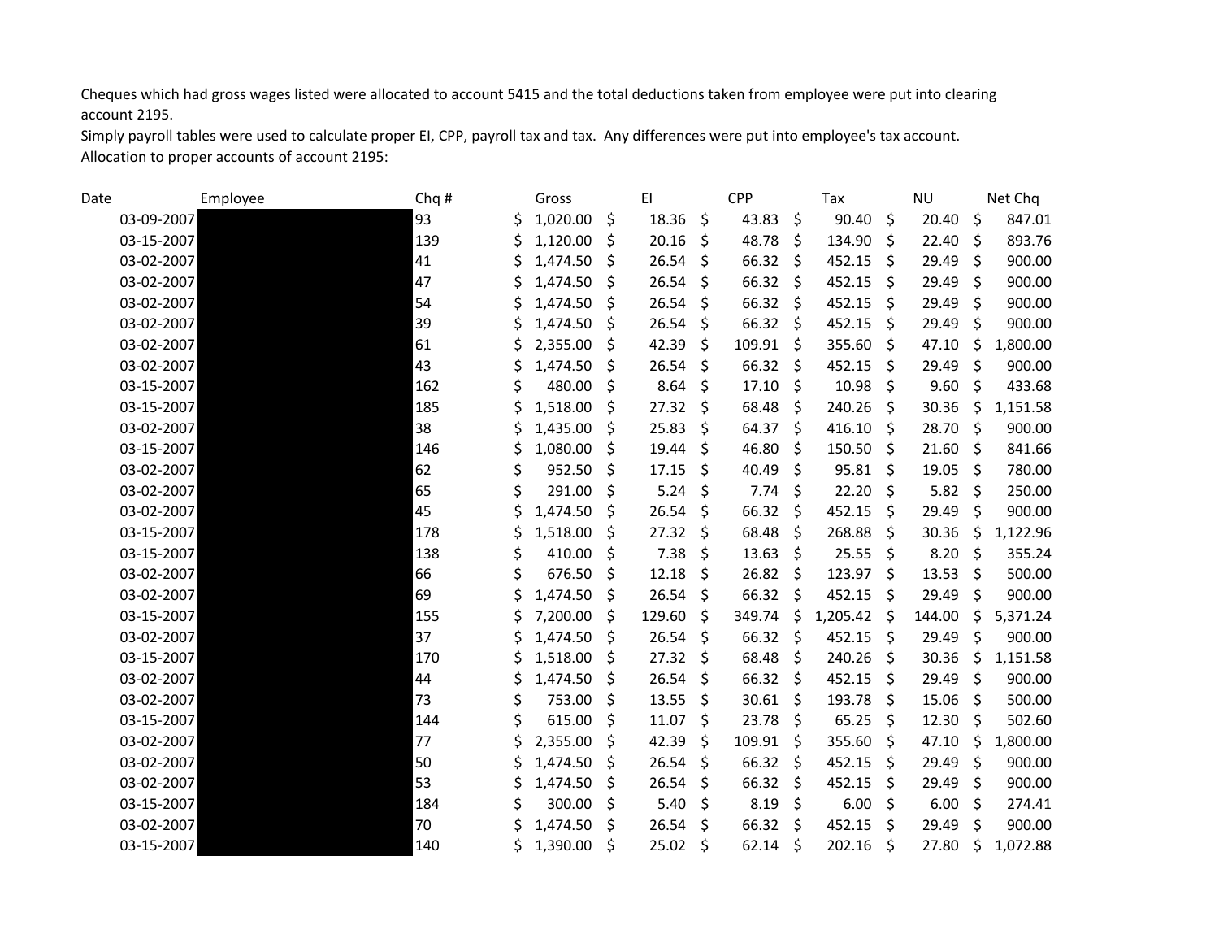Cheques which had gross wages listed were allocated to account 5415 and the total deductions taken from employee were put into clearing account 2195.

Simply payroll tables were used to calculate proper EI, CPP, payroll tax and tax. Any differences were put into employee's tax account.

Allocation to proper accounts of account 2195:

| Date | Employee | Chq # | Gross | EI | CPP | Tax | NU | Net Chq |
|---|---|---|---|---|---|---|---|---|
| 03-09-2007 | | 93 | $ 1,020.00 | $ 18.36 | $ 43.83 | $ 90.40 | $ 20.40 | $ 847.01 |
| 03-15-2007 | | 139 | $ 1,120.00 | $ 20.16 | $ 48.78 | $ 134.90 | $ 22.40 | $ 893.76 |
| 03-02-2007 | | 41 | $ 1,474.50 | $ 26.54 | $ 66.32 | $ 452.15 | $ 29.49 | $ 900.00 |
| 03-02-2007 | | 47 | $ 1,474.50 | $ 26.54 | $ 66.32 | $ 452.15 | $ 29.49 | $ 900.00 |
| 03-02-2007 | | 54 | $ 1,474.50 | $ 26.54 | $ 66.32 | $ 452.15 | $ 29.49 | $ 900.00 |
| 03-02-2007 | | 39 | $ 1,474.50 | $ 26.54 | $ 66.32 | $ 452.15 | $ 29.49 | $ 900.00 |
| 03-02-2007 | | 61 | $ 2,355.00 | $ 42.39 | $ 109.91 | $ 355.60 | $ 47.10 | $ 1,800.00 |
| 03-02-2007 | | 43 | $ 1,474.50 | $ 26.54 | $ 66.32 | $ 452.15 | $ 29.49 | $ 900.00 |
| 03-15-2007 | | 162 | $ 480.00 | $ 8.64 | $ 17.10 | $ 10.98 | $ 9.60 | $ 433.68 |
| 03-15-2007 | | 185 | $ 1,518.00 | $ 27.32 | $ 68.48 | $ 240.26 | $ 30.36 | $ 1,151.58 |
| 03-02-2007 | | 38 | $ 1,435.00 | $ 25.83 | $ 64.37 | $ 416.10 | $ 28.70 | $ 900.00 |
| 03-15-2007 | | 146 | $ 1,080.00 | $ 19.44 | $ 46.80 | $ 150.50 | $ 21.60 | $ 841.66 |
| 03-02-2007 | | 62 | $ 952.50 | $ 17.15 | $ 40.49 | $ 95.81 | $ 19.05 | $ 780.00 |
| 03-02-2007 | | 65 | $ 291.00 | $ 5.24 | $ 7.74 | $ 22.20 | $ 5.82 | $ 250.00 |
| 03-02-2007 | | 45 | $ 1,474.50 | $ 26.54 | $ 66.32 | $ 452.15 | $ 29.49 | $ 900.00 |
| 03-15-2007 | | 178 | $ 1,518.00 | $ 27.32 | $ 68.48 | $ 268.88 | $ 30.36 | $ 1,122.96 |
| 03-15-2007 | | 138 | $ 410.00 | $ 7.38 | $ 13.63 | $ 25.55 | $ 8.20 | $ 355.24 |
| 03-02-2007 | | 66 | $ 676.50 | $ 12.18 | $ 26.82 | $ 123.97 | $ 13.53 | $ 500.00 |
| 03-02-2007 | | 69 | $ 1,474.50 | $ 26.54 | $ 66.32 | $ 452.15 | $ 29.49 | $ 900.00 |
| 03-15-2007 | | 155 | $ 7,200.00 | $ 129.60 | $ 349.74 | $ 1,205.42 | $ 144.00 | $ 5,371.24 |
| 03-02-2007 | | 37 | $ 1,474.50 | $ 26.54 | $ 66.32 | $ 452.15 | $ 29.49 | $ 900.00 |
| 03-15-2007 | | 170 | $ 1,518.00 | $ 27.32 | $ 68.48 | $ 240.26 | $ 30.36 | $ 1,151.58 |
| 03-02-2007 | | 44 | $ 1,474.50 | $ 26.54 | $ 66.32 | $ 452.15 | $ 29.49 | $ 900.00 |
| 03-02-2007 | | 73 | $ 753.00 | $ 13.55 | $ 30.61 | $ 193.78 | $ 15.06 | $ 500.00 |
| 03-15-2007 | | 144 | $ 615.00 | $ 11.07 | $ 23.78 | $ 65.25 | $ 12.30 | $ 502.60 |
| 03-02-2007 | | 77 | $ 2,355.00 | $ 42.39 | $ 109.91 | $ 355.60 | $ 47.10 | $ 1,800.00 |
| 03-02-2007 | | 50 | $ 1,474.50 | $ 26.54 | $ 66.32 | $ 452.15 | $ 29.49 | $ 900.00 |
| 03-02-2007 | | 53 | $ 1,474.50 | $ 26.54 | $ 66.32 | $ 452.15 | $ 29.49 | $ 900.00 |
| 03-15-2007 | | 184 | $ 300.00 | $ 5.40 | $ 8.19 | $ 6.00 | $ 6.00 | $ 274.41 |
| 03-02-2007 | | 70 | $ 1,474.50 | $ 26.54 | $ 66.32 | $ 452.15 | $ 29.49 | $ 900.00 |
| 03-15-2007 | | 140 | $ 1,390.00 | $ 25.02 | $ 62.14 | $ 202.16 | $ 27.80 | $ 1,072.88 |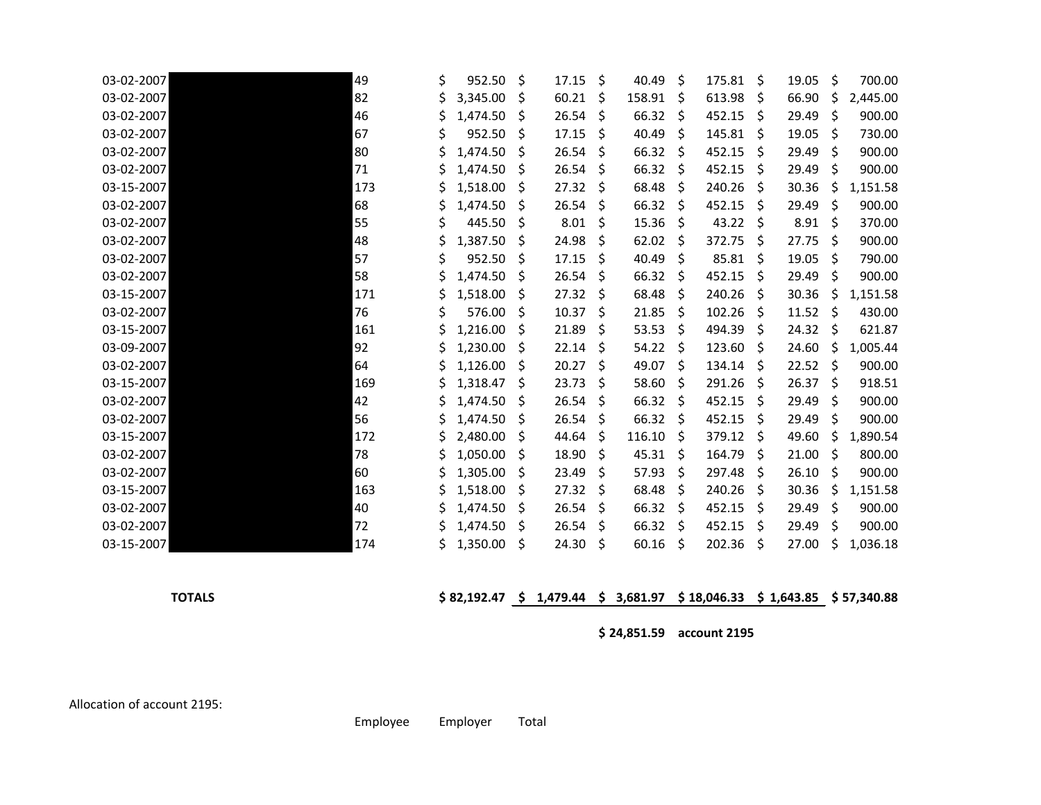| Date | Name | ID | Amount 1 | Amount 2 | Amount 3 | Amount 4 | Amount 5 | Amount 6 |
|---|---|---|---|---|---|---|---|---|
| 03-02-2007 | | 49 | $ 952.50 | $ 17.15 | $ 40.49 | $ 175.81 | $ 19.05 | $ 700.00 |
| 03-02-2007 | | 82 | $ 3,345.00 | $ 60.21 | $ 158.91 | $ 613.98 | $ 66.90 | $ 2,445.00 |
| 03-02-2007 | | 46 | $ 1,474.50 | $ 26.54 | $ 66.32 | $ 452.15 | $ 29.49 | $ 900.00 |
| 03-02-2007 | | 67 | $ 952.50 | $ 17.15 | $ 40.49 | $ 145.81 | $ 19.05 | $ 730.00 |
| 03-02-2007 | | 80 | $ 1,474.50 | $ 26.54 | $ 66.32 | $ 452.15 | $ 29.49 | $ 900.00 |
| 03-02-2007 | | 71 | $ 1,474.50 | $ 26.54 | $ 66.32 | $ 452.15 | $ 29.49 | $ 900.00 |
| 03-15-2007 | | 173 | $ 1,518.00 | $ 27.32 | $ 68.48 | $ 240.26 | $ 30.36 | $ 1,151.58 |
| 03-02-2007 | | 68 | $ 1,474.50 | $ 26.54 | $ 66.32 | $ 452.15 | $ 29.49 | $ 900.00 |
| 03-02-2007 | | 55 | $ 445.50 | $ 8.01 | $ 15.36 | $ 43.22 | $ 8.91 | $ 370.00 |
| 03-02-2007 | | 48 | $ 1,387.50 | $ 24.98 | $ 62.02 | $ 372.75 | $ 27.75 | $ 900.00 |
| 03-02-2007 | | 57 | $ 952.50 | $ 17.15 | $ 40.49 | $ 85.81 | $ 19.05 | $ 790.00 |
| 03-02-2007 | | 58 | $ 1,474.50 | $ 26.54 | $ 66.32 | $ 452.15 | $ 29.49 | $ 900.00 |
| 03-15-2007 | | 171 | $ 1,518.00 | $ 27.32 | $ 68.48 | $ 240.26 | $ 30.36 | $ 1,151.58 |
| 03-02-2007 | | 76 | $ 576.00 | $ 10.37 | $ 21.85 | $ 102.26 | $ 11.52 | $ 430.00 |
| 03-15-2007 | | 161 | $ 1,216.00 | $ 21.89 | $ 53.53 | $ 494.39 | $ 24.32 | $ 621.87 |
| 03-09-2007 | | 92 | $ 1,230.00 | $ 22.14 | $ 54.22 | $ 123.60 | $ 24.60 | $ 1,005.44 |
| 03-02-2007 | | 64 | $ 1,126.00 | $ 20.27 | $ 49.07 | $ 134.14 | $ 22.52 | $ 900.00 |
| 03-15-2007 | | 169 | $ 1,318.47 | $ 23.73 | $ 58.60 | $ 291.26 | $ 26.37 | $ 918.51 |
| 03-02-2007 | | 42 | $ 1,474.50 | $ 26.54 | $ 66.32 | $ 452.15 | $ 29.49 | $ 900.00 |
| 03-02-2007 | | 56 | $ 1,474.50 | $ 26.54 | $ 66.32 | $ 452.15 | $ 29.49 | $ 900.00 |
| 03-15-2007 | | 172 | $ 2,480.00 | $ 44.64 | $ 116.10 | $ 379.12 | $ 49.60 | $ 1,890.54 |
| 03-02-2007 | | 78 | $ 1,050.00 | $ 18.90 | $ 45.31 | $ 164.79 | $ 21.00 | $ 800.00 |
| 03-02-2007 | | 60 | $ 1,305.00 | $ 23.49 | $ 57.93 | $ 297.48 | $ 26.10 | $ 900.00 |
| 03-15-2007 | | 163 | $ 1,518.00 | $ 27.32 | $ 68.48 | $ 240.26 | $ 30.36 | $ 1,151.58 |
| 03-02-2007 | | 40 | $ 1,474.50 | $ 26.54 | $ 66.32 | $ 452.15 | $ 29.49 | $ 900.00 |
| 03-02-2007 | | 72 | $ 1,474.50 | $ 26.54 | $ 66.32 | $ 452.15 | $ 29.49 | $ 900.00 |
| 03-15-2007 | | 174 | $ 1,350.00 | $ 24.30 | $ 60.16 | $ 202.36 | $ 27.00 | $ 1,036.18 |
| **TOTALS** | | | **$ 82,192.47** | **$ 1,479.44** | **$ 3,681.97** | **$ 18,046.33** | **$ 1,643.85** | **$ 57,340.88** |
| | | | | | **$ 24,851.59** | **account 2195** | | |

Allocation of account 2195:

| | Employee | Employer | Total |
|---|---|---|---|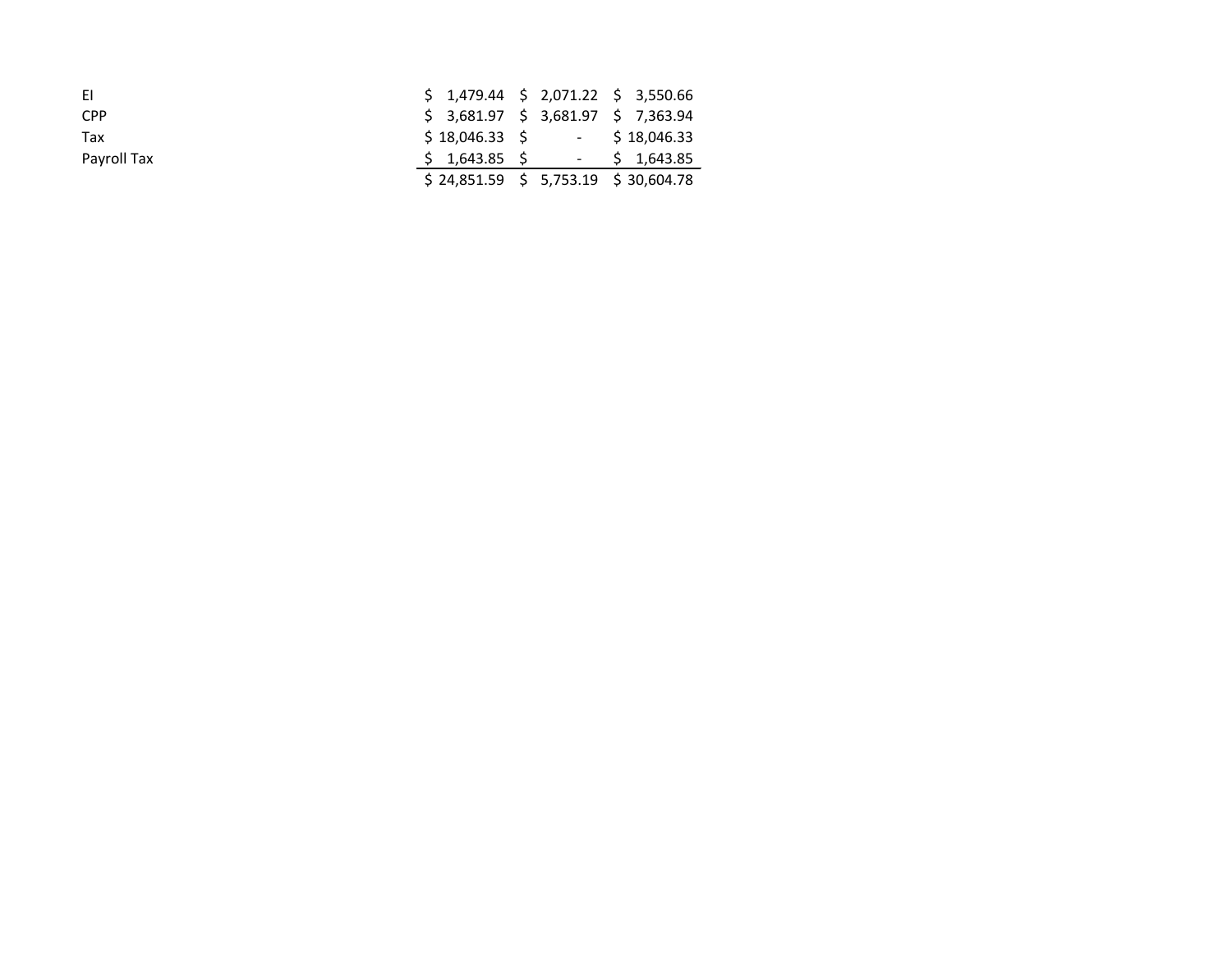| | | | |
|---|---|---|---|
| EI | $ 1,479.44 | $ 2,071.22 | $ 3,550.66 |
| CPP | $ 3,681.97 | $ 3,681.97 | $ 7,363.94 |
| Tax | $ 18,046.33 | $ - | $ 18,046.33 |
| Payroll Tax | $ 1,643.85 | $ - | $ 1,643.85 |
| | $ 24,851.59 | $ 5,753.19 | $ 30,604.78 |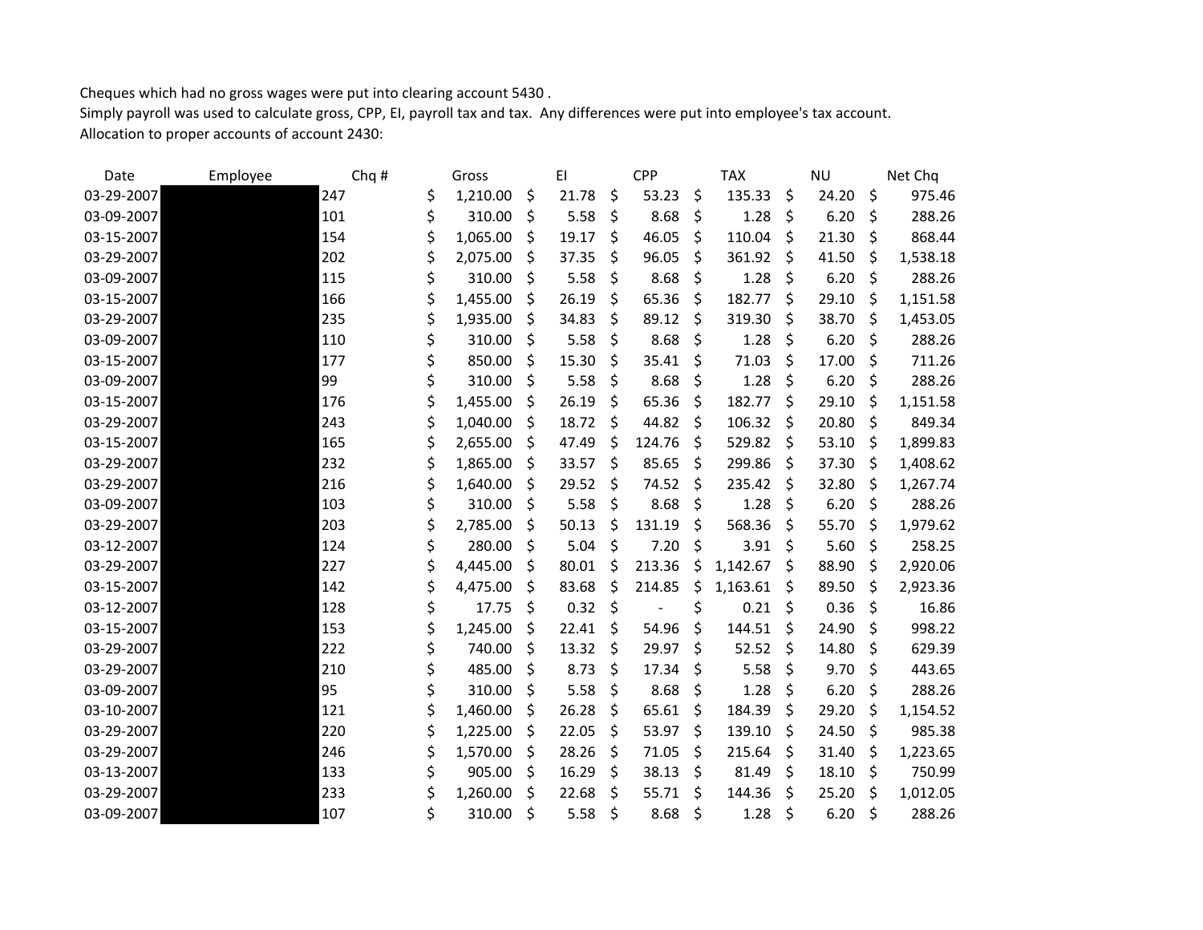Cheques which had no gross wages were put into clearing account 5430 .
Simply payroll was used to calculate gross, CPP, EI, payroll tax and tax. Any differences were put into employee's tax account.
Allocation to proper accounts of account 2430:

| Date | Employee | Chq # | Gross | EI | CPP | TAX | NU | Net Chq |
|---|---|---|---|---|---|---|---|---|
| 03-29-2007 | | 247 | $ 1,210.00 | $ 21.78 | $ 53.23 | $ 135.33 | $ 24.20 | $ 975.46 |
| 03-09-2007 | | 101 | $ 310.00 | $ 5.58 | $ 8.68 | $ 1.28 | $ 6.20 | $ 288.26 |
| 03-15-2007 | | 154 | $ 1,065.00 | $ 19.17 | $ 46.05 | $ 110.04 | $ 21.30 | $ 868.44 |
| 03-29-2007 | | 202 | $ 2,075.00 | $ 37.35 | $ 96.05 | $ 361.92 | $ 41.50 | $ 1,538.18 |
| 03-09-2007 | | 115 | $ 310.00 | $ 5.58 | $ 8.68 | $ 1.28 | $ 6.20 | $ 288.26 |
| 03-15-2007 | | 166 | $ 1,455.00 | $ 26.19 | $ 65.36 | $ 182.77 | $ 29.10 | $ 1,151.58 |
| 03-29-2007 | | 235 | $ 1,935.00 | $ 34.83 | $ 89.12 | $ 319.30 | $ 38.70 | $ 1,453.05 |
| 03-09-2007 | | 110 | $ 310.00 | $ 5.58 | $ 8.68 | $ 1.28 | $ 6.20 | $ 288.26 |
| 03-15-2007 | | 177 | $ 850.00 | $ 15.30 | $ 35.41 | $ 71.03 | $ 17.00 | $ 711.26 |
| 03-09-2007 | | 99 | $ 310.00 | $ 5.58 | $ 8.68 | $ 1.28 | $ 6.20 | $ 288.26 |
| 03-15-2007 | | 176 | $ 1,455.00 | $ 26.19 | $ 65.36 | $ 182.77 | $ 29.10 | $ 1,151.58 |
| 03-29-2007 | | 243 | $ 1,040.00 | $ 18.72 | $ 44.82 | $ 106.32 | $ 20.80 | $ 849.34 |
| 03-15-2007 | | 165 | $ 2,655.00 | $ 47.49 | $ 124.76 | $ 529.82 | $ 53.10 | $ 1,899.83 |
| 03-29-2007 | | 232 | $ 1,865.00 | $ 33.57 | $ 85.65 | $ 299.86 | $ 37.30 | $ 1,408.62 |
| 03-29-2007 | | 216 | $ 1,640.00 | $ 29.52 | $ 74.52 | $ 235.42 | $ 32.80 | $ 1,267.74 |
| 03-09-2007 | | 103 | $ 310.00 | $ 5.58 | $ 8.68 | $ 1.28 | $ 6.20 | $ 288.26 |
| 03-29-2007 | | 203 | $ 2,785.00 | $ 50.13 | $ 131.19 | $ 568.36 | $ 55.70 | $ 1,979.62 |
| 03-12-2007 | | 124 | $ 280.00 | $ 5.04 | $ 7.20 | $ 3.91 | $ 5.60 | $ 258.25 |
| 03-29-2007 | | 227 | $ 4,445.00 | $ 80.01 | $ 213.36 | $ 1,142.67 | $ 88.90 | $ 2,920.06 |
| 03-15-2007 | | 142 | $ 4,475.00 | $ 83.68 | $ 214.85 | $ 1,163.61 | $ 89.50 | $ 2,923.36 |
| 03-12-2007 | | 128 | $ 17.75 | $ 0.32 | $ - | $ 0.21 | $ 0.36 | $ 16.86 |
| 03-15-2007 | | 153 | $ 1,245.00 | $ 22.41 | $ 54.96 | $ 144.51 | $ 24.90 | $ 998.22 |
| 03-29-2007 | | 222 | $ 740.00 | $ 13.32 | $ 29.97 | $ 52.52 | $ 14.80 | $ 629.39 |
| 03-29-2007 | | 210 | $ 485.00 | $ 8.73 | $ 17.34 | $ 5.58 | $ 9.70 | $ 443.65 |
| 03-09-2007 | | 95 | $ 310.00 | $ 5.58 | $ 8.68 | $ 1.28 | $ 6.20 | $ 288.26 |
| 03-10-2007 | | 121 | $ 1,460.00 | $ 26.28 | $ 65.61 | $ 184.39 | $ 29.20 | $ 1,154.52 |
| 03-29-2007 | | 220 | $ 1,225.00 | $ 22.05 | $ 53.97 | $ 139.10 | $ 24.50 | $ 985.38 |
| 03-29-2007 | | 246 | $ 1,570.00 | $ 28.26 | $ 71.05 | $ 215.64 | $ 31.40 | $ 1,223.65 |
| 03-13-2007 | | 133 | $ 905.00 | $ 16.29 | $ 38.13 | $ 81.49 | $ 18.10 | $ 750.99 |
| 03-29-2007 | | 233 | $ 1,260.00 | $ 22.68 | $ 55.71 | $ 144.36 | $ 25.20 | $ 1,012.05 |
| 03-09-2007 | | 107 | $ 310.00 | $ 5.58 | $ 8.68 | $ 1.28 | $ 6.20 | $ 288.26 |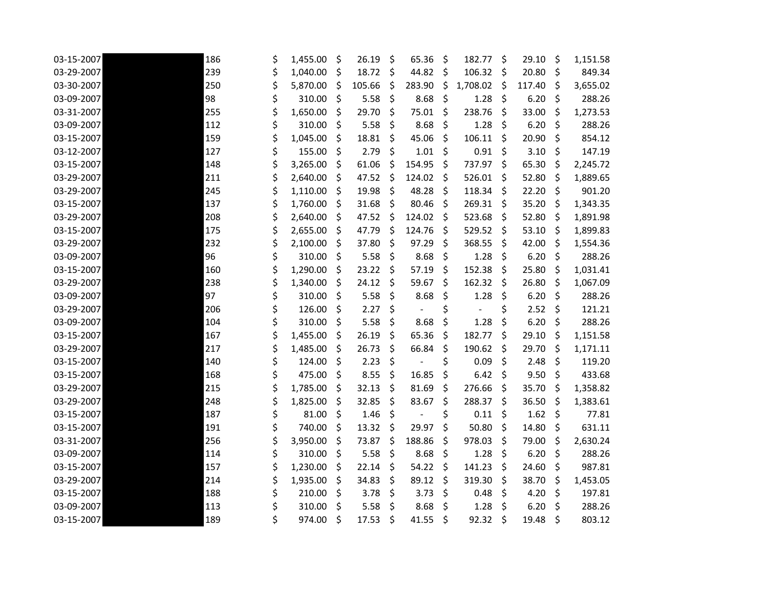| | | | | | | | | |
|---|---|---|---|---|---|---|---|---|
| 03-15-2007 | | 186 | $ 1,455.00 | $ 26.19 | $ 65.36 | $ 182.77 | $ 29.10 | $ 1,151.58 |
| 03-29-2007 | | 239 | $ 1,040.00 | $ 18.72 | $ 44.82 | $ 106.32 | $ 20.80 | $ 849.34 |
| 03-30-2007 | | 250 | $ 5,870.00 | $ 105.66 | $ 283.90 | $ 1,708.02 | $ 117.40 | $ 3,655.02 |
| 03-09-2007 | | 98 | $ 310.00 | $ 5.58 | $ 8.68 | $ 1.28 | $ 6.20 | $ 288.26 |
| 03-31-2007 | | 255 | $ 1,650.00 | $ 29.70 | $ 75.01 | $ 238.76 | $ 33.00 | $ 1,273.53 |
| 03-09-2007 | | 112 | $ 310.00 | $ 5.58 | $ 8.68 | $ 1.28 | $ 6.20 | $ 288.26 |
| 03-15-2007 | | 159 | $ 1,045.00 | $ 18.81 | $ 45.06 | $ 106.11 | $ 20.90 | $ 854.12 |
| 03-12-2007 | | 127 | $ 155.00 | $ 2.79 | $ 1.01 | $ 0.91 | $ 3.10 | $ 147.19 |
| 03-15-2007 | | 148 | $ 3,265.00 | $ 61.06 | $ 154.95 | $ 737.97 | $ 65.30 | $ 2,245.72 |
| 03-29-2007 | | 211 | $ 2,640.00 | $ 47.52 | $ 124.02 | $ 526.01 | $ 52.80 | $ 1,889.65 |
| 03-29-2007 | | 245 | $ 1,110.00 | $ 19.98 | $ 48.28 | $ 118.34 | $ 22.20 | $ 901.20 |
| 03-15-2007 | | 137 | $ 1,760.00 | $ 31.68 | $ 80.46 | $ 269.31 | $ 35.20 | $ 1,343.35 |
| 03-29-2007 | | 208 | $ 2,640.00 | $ 47.52 | $ 124.02 | $ 523.68 | $ 52.80 | $ 1,891.98 |
| 03-15-2007 | | 175 | $ 2,655.00 | $ 47.79 | $ 124.76 | $ 529.52 | $ 53.10 | $ 1,899.83 |
| 03-29-2007 | | 232 | $ 2,100.00 | $ 37.80 | $ 97.29 | $ 368.55 | $ 42.00 | $ 1,554.36 |
| 03-09-2007 | | 96 | $ 310.00 | $ 5.58 | $ 8.68 | $ 1.28 | $ 6.20 | $ 288.26 |
| 03-15-2007 | | 160 | $ 1,290.00 | $ 23.22 | $ 57.19 | $ 152.38 | $ 25.80 | $ 1,031.41 |
| 03-29-2007 | | 238 | $ 1,340.00 | $ 24.12 | $ 59.67 | $ 162.32 | $ 26.80 | $ 1,067.09 |
| 03-09-2007 | | 97 | $ 310.00 | $ 5.58 | $ 8.68 | $ 1.28 | $ 6.20 | $ 288.26 |
| 03-29-2007 | | 206 | $ 126.00 | $ 2.27 | $ - | $ - | $ 2.52 | $ 121.21 |
| 03-09-2007 | | 104 | $ 310.00 | $ 5.58 | $ 8.68 | $ 1.28 | $ 6.20 | $ 288.26 |
| 03-15-2007 | | 167 | $ 1,455.00 | $ 26.19 | $ 65.36 | $ 182.77 | $ 29.10 | $ 1,151.58 |
| 03-29-2007 | | 217 | $ 1,485.00 | $ 26.73 | $ 66.84 | $ 190.62 | $ 29.70 | $ 1,171.11 |
| 03-15-2007 | | 140 | $ 124.00 | $ 2.23 | $ - | $ 0.09 | $ 2.48 | $ 119.20 |
| 03-15-2007 | | 168 | $ 475.00 | $ 8.55 | $ 16.85 | $ 6.42 | $ 9.50 | $ 433.68 |
| 03-29-2007 | | 215 | $ 1,785.00 | $ 32.13 | $ 81.69 | $ 276.66 | $ 35.70 | $ 1,358.82 |
| 03-29-2007 | | 248 | $ 1,825.00 | $ 32.85 | $ 83.67 | $ 288.37 | $ 36.50 | $ 1,383.61 |
| 03-15-2007 | | 187 | $ 81.00 | $ 1.46 | $ - | $ 0.11 | $ 1.62 | $ 77.81 |
| 03-15-2007 | | 191 | $ 740.00 | $ 13.32 | $ 29.97 | $ 50.80 | $ 14.80 | $ 631.11 |
| 03-31-2007 | | 256 | $ 3,950.00 | $ 73.87 | $ 188.86 | $ 978.03 | $ 79.00 | $ 2,630.24 |
| 03-09-2007 | | 114 | $ 310.00 | $ 5.58 | $ 8.68 | $ 1.28 | $ 6.20 | $ 288.26 |
| 03-15-2007 | | 157 | $ 1,230.00 | $ 22.14 | $ 54.22 | $ 141.23 | $ 24.60 | $ 987.81 |
| 03-29-2007 | | 214 | $ 1,935.00 | $ 34.83 | $ 89.12 | $ 319.30 | $ 38.70 | $ 1,453.05 |
| 03-15-2007 | | 188 | $ 210.00 | $ 3.78 | $ 3.73 | $ 0.48 | $ 4.20 | $ 197.81 |
| 03-09-2007 | | 113 | $ 310.00 | $ 5.58 | $ 8.68 | $ 1.28 | $ 6.20 | $ 288.26 |
| 03-15-2007 | | 189 | $ 974.00 | $ 17.53 | $ 41.55 | $ 92.32 | $ 19.48 | $ 803.12 |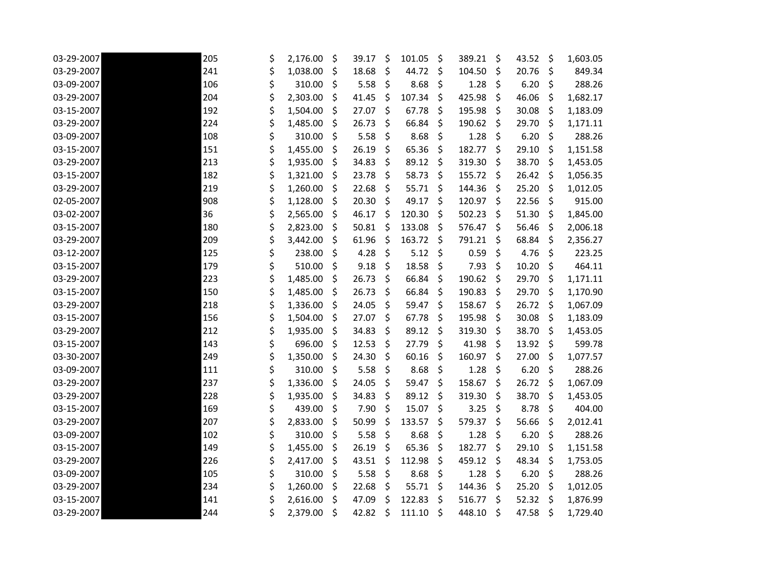| | | | | | | | | |
|---|---|---|---|---|---|---|---|---|
| 03-29-2007 | | 205 | $ 2,176.00 | $ 39.17 | $ 101.05 | $ 389.21 | $ 43.52 | $ 1,603.05 |
| 03-29-2007 | | 241 | $ 1,038.00 | $ 18.68 | $ 44.72 | $ 104.50 | $ 20.76 | $ 849.34 |
| 03-09-2007 | | 106 | $ 310.00 | $ 5.58 | $ 8.68 | $ 1.28 | $ 6.20 | $ 288.26 |
| 03-29-2007 | | 204 | $ 2,303.00 | $ 41.45 | $ 107.34 | $ 425.98 | $ 46.06 | $ 1,682.17 |
| 03-15-2007 | | 192 | $ 1,504.00 | $ 27.07 | $ 67.78 | $ 195.98 | $ 30.08 | $ 1,183.09 |
| 03-29-2007 | | 224 | $ 1,485.00 | $ 26.73 | $ 66.84 | $ 190.62 | $ 29.70 | $ 1,171.11 |
| 03-09-2007 | | 108 | $ 310.00 | $ 5.58 | $ 8.68 | $ 1.28 | $ 6.20 | $ 288.26 |
| 03-15-2007 | | 151 | $ 1,455.00 | $ 26.19 | $ 65.36 | $ 182.77 | $ 29.10 | $ 1,151.58 |
| 03-29-2007 | | 213 | $ 1,935.00 | $ 34.83 | $ 89.12 | $ 319.30 | $ 38.70 | $ 1,453.05 |
| 03-15-2007 | | 182 | $ 1,321.00 | $ 23.78 | $ 58.73 | $ 155.72 | $ 26.42 | $ 1,056.35 |
| 03-29-2007 | | 219 | $ 1,260.00 | $ 22.68 | $ 55.71 | $ 144.36 | $ 25.20 | $ 1,012.05 |
| 02-05-2007 | | 908 | $ 1,128.00 | $ 20.30 | $ 49.17 | $ 120.97 | $ 22.56 | $ 915.00 |
| 03-02-2007 | | 36 | $ 2,565.00 | $ 46.17 | $ 120.30 | $ 502.23 | $ 51.30 | $ 1,845.00 |
| 03-15-2007 | | 180 | $ 2,823.00 | $ 50.81 | $ 133.08 | $ 576.47 | $ 56.46 | $ 2,006.18 |
| 03-29-2007 | | 209 | $ 3,442.00 | $ 61.96 | $ 163.72 | $ 791.21 | $ 68.84 | $ 2,356.27 |
| 03-12-2007 | | 125 | $ 238.00 | $ 4.28 | $ 5.12 | $ 0.59 | $ 4.76 | $ 223.25 |
| 03-15-2007 | | 179 | $ 510.00 | $ 9.18 | $ 18.58 | $ 7.93 | $ 10.20 | $ 464.11 |
| 03-29-2007 | | 223 | $ 1,485.00 | $ 26.73 | $ 66.84 | $ 190.62 | $ 29.70 | $ 1,171.11 |
| 03-15-2007 | | 150 | $ 1,485.00 | $ 26.73 | $ 66.84 | $ 190.83 | $ 29.70 | $ 1,170.90 |
| 03-29-2007 | | 218 | $ 1,336.00 | $ 24.05 | $ 59.47 | $ 158.67 | $ 26.72 | $ 1,067.09 |
| 03-15-2007 | | 156 | $ 1,504.00 | $ 27.07 | $ 67.78 | $ 195.98 | $ 30.08 | $ 1,183.09 |
| 03-29-2007 | | 212 | $ 1,935.00 | $ 34.83 | $ 89.12 | $ 319.30 | $ 38.70 | $ 1,453.05 |
| 03-15-2007 | | 143 | $ 696.00 | $ 12.53 | $ 27.79 | $ 41.98 | $ 13.92 | $ 599.78 |
| 03-30-2007 | | 249 | $ 1,350.00 | $ 24.30 | $ 60.16 | $ 160.97 | $ 27.00 | $ 1,077.57 |
| 03-09-2007 | | 111 | $ 310.00 | $ 5.58 | $ 8.68 | $ 1.28 | $ 6.20 | $ 288.26 |
| 03-29-2007 | | 237 | $ 1,336.00 | $ 24.05 | $ 59.47 | $ 158.67 | $ 26.72 | $ 1,067.09 |
| 03-29-2007 | | 228 | $ 1,935.00 | $ 34.83 | $ 89.12 | $ 319.30 | $ 38.70 | $ 1,453.05 |
| 03-15-2007 | | 169 | $ 439.00 | $ 7.90 | $ 15.07 | $ 3.25 | $ 8.78 | $ 404.00 |
| 03-29-2007 | | 207 | $ 2,833.00 | $ 50.99 | $ 133.57 | $ 579.37 | $ 56.66 | $ 2,012.41 |
| 03-09-2007 | | 102 | $ 310.00 | $ 5.58 | $ 8.68 | $ 1.28 | $ 6.20 | $ 288.26 |
| 03-15-2007 | | 149 | $ 1,455.00 | $ 26.19 | $ 65.36 | $ 182.77 | $ 29.10 | $ 1,151.58 |
| 03-29-2007 | | 226 | $ 2,417.00 | $ 43.51 | $ 112.98 | $ 459.12 | $ 48.34 | $ 1,753.05 |
| 03-09-2007 | | 105 | $ 310.00 | $ 5.58 | $ 8.68 | $ 1.28 | $ 6.20 | $ 288.26 |
| 03-29-2007 | | 234 | $ 1,260.00 | $ 22.68 | $ 55.71 | $ 144.36 | $ 25.20 | $ 1,012.05 |
| 03-15-2007 | | 141 | $ 2,616.00 | $ 47.09 | $ 122.83 | $ 516.77 | $ 52.32 | $ 1,876.99 |
| 03-29-2007 | | 244 | $ 2,379.00 | $ 42.82 | $ 111.10 | $ 448.10 | $ 47.58 | $ 1,729.40 |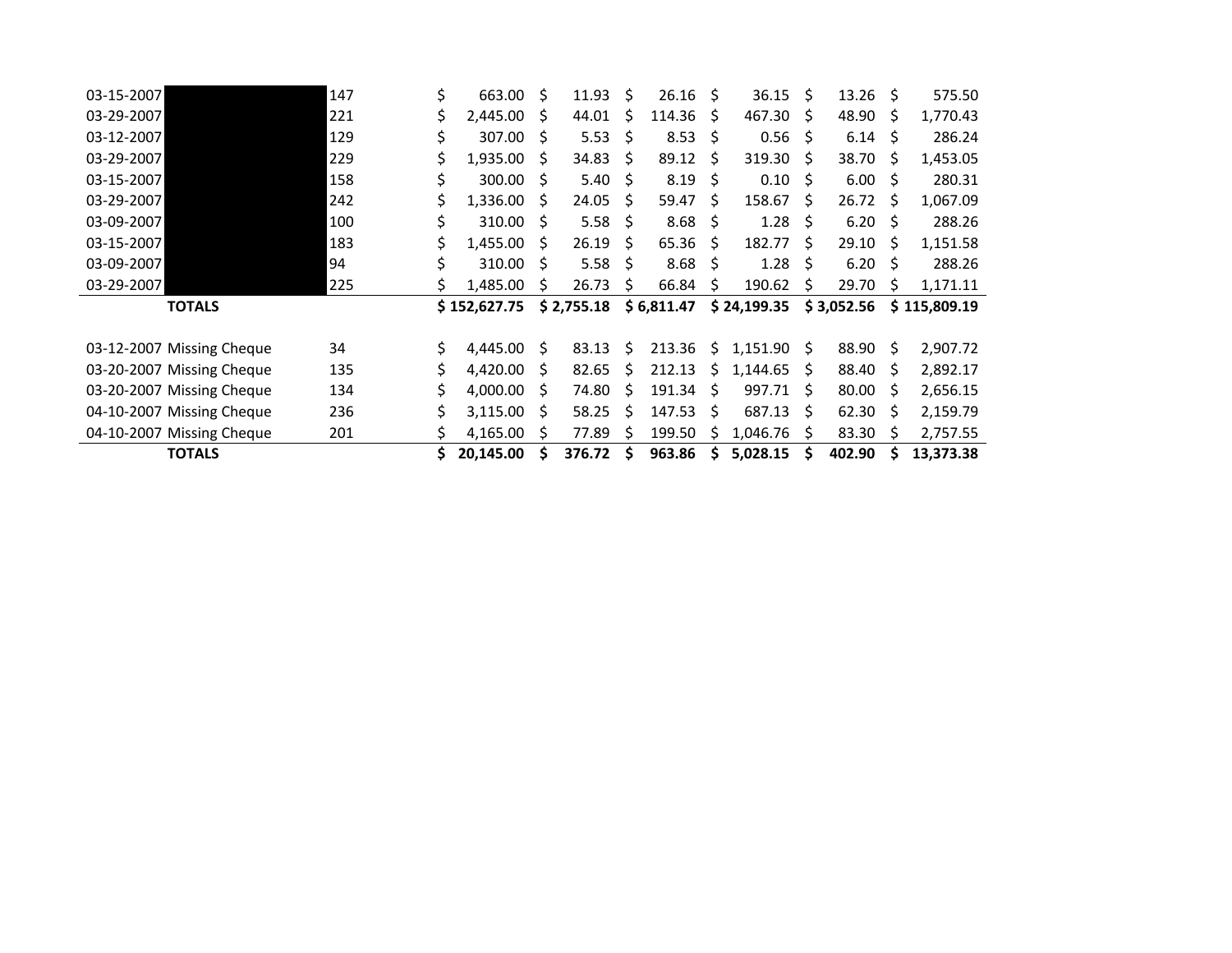| | | | | | | | | |
|---|---|---|---|---|---|---|---|---|
| 03-15-2007 | | 147 | $ 663.00 | $ 11.93 | $ 26.16 | $ 36.15 | $ 13.26 | $ 575.50 |
| 03-29-2007 | | 221 | $ 2,445.00 | $ 44.01 | $ 114.36 | $ 467.30 | $ 48.90 | $ 1,770.43 |
| 03-12-2007 | | 129 | $ 307.00 | $ 5.53 | $ 8.53 | $ 0.56 | $ 6.14 | $ 286.24 |
| 03-29-2007 | | 229 | $ 1,935.00 | $ 34.83 | $ 89.12 | $ 319.30 | $ 38.70 | $ 1,453.05 |
| 03-15-2007 | | 158 | $ 300.00 | $ 5.40 | $ 8.19 | $ 0.10 | $ 6.00 | $ 280.31 |
| 03-29-2007 | | 242 | $ 1,336.00 | $ 24.05 | $ 59.47 | $ 158.67 | $ 26.72 | $ 1,067.09 |
| 03-09-2007 | | 100 | $ 310.00 | $ 5.58 | $ 8.68 | $ 1.28 | $ 6.20 | $ 288.26 |
| 03-15-2007 | | 183 | $ 1,455.00 | $ 26.19 | $ 65.36 | $ 182.77 | $ 29.10 | $ 1,151.58 |
| 03-09-2007 | | 94 | $ 310.00 | $ 5.58 | $ 8.68 | $ 1.28 | $ 6.20 | $ 288.26 |
| 03-29-2007 | | 225 | $ 1,485.00 | $ 26.73 | $ 66.84 | $ 190.62 | $ 29.70 | $ 1,171.11 |
| | **TOTALS** | | **$ 152,627.75** | **$ 2,755.18** | **$ 6,811.47** | **$ 24,199.35** | **$ 3,052.56** | **$ 115,809.19** |

| | | | | | | | | |
|---|---|---|---|---|---|---|---|---|
| 03-12-2007 | Missing Cheque | 34 | $ 4,445.00 | $ 83.13 | $ 213.36 | $ 1,151.90 | $ 88.90 | $ 2,907.72 |
| 03-20-2007 | Missing Cheque | 135 | $ 4,420.00 | $ 82.65 | $ 212.13 | $ 1,144.65 | $ 88.40 | $ 2,892.17 |
| 03-20-2007 | Missing Cheque | 134 | $ 4,000.00 | $ 74.80 | $ 191.34 | $ 997.71 | $ 80.00 | $ 2,656.15 |
| 04-10-2007 | Missing Cheque | 236 | $ 3,115.00 | $ 58.25 | $ 147.53 | $ 687.13 | $ 62.30 | $ 2,159.79 |
| 04-10-2007 | Missing Cheque | 201 | $ 4,165.00 | $ 77.89 | $ 199.50 | $ 1,046.76 | $ 83.30 | $ 2,757.55 |
| | **TOTALS** | | **$ 20,145.00** | **$ 376.72** | **$ 963.86** | **$ 5,028.15** | **$ 402.90** | **$ 13,373.38** |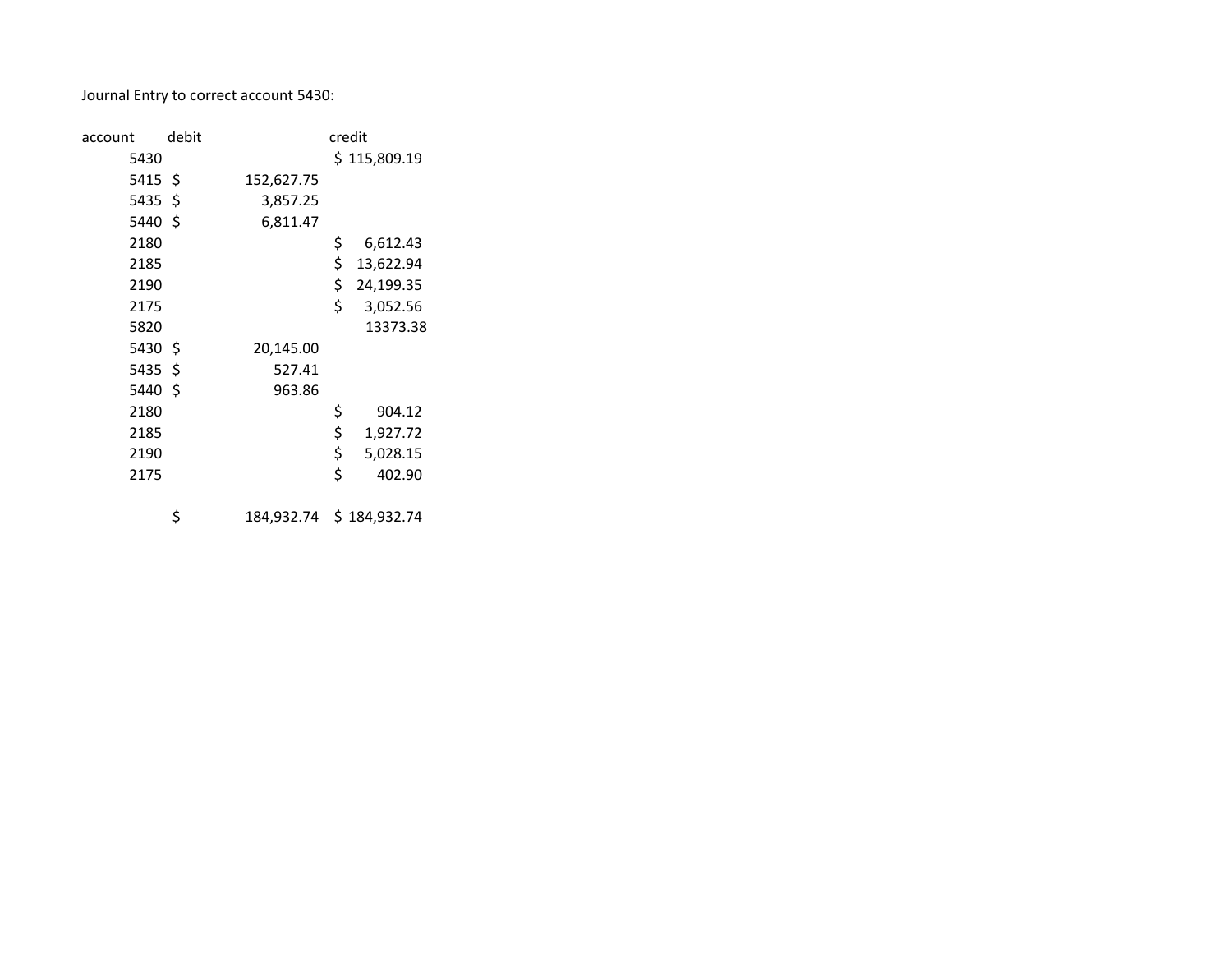Journal Entry to correct account 5430:

| account | debit | credit |
|---|---|---|
| 5430 | | $ 115,809.19 |
| 5415 | $ 152,627.75 | |
| 5435 | $ 3,857.25 | |
| 5440 | $ 6,811.47 | |
| 2180 | | $ 6,612.43 |
| 2185 | | $ 13,622.94 |
| 2190 | | $ 24,199.35 |
| 2175 | | $ 3,052.56 |
| 5820 | | 13373.38 |
| 5430 | $ 20,145.00 | |
| 5435 | $ 527.41 | |
| 5440 | $ 963.86 | |
| 2180 | | $ 904.12 |
| 2185 | | $ 1,927.72 |
| 2190 | | $ 5,028.15 |
| 2175 | | $ 402.90 |
| | | |
| | $ 184,932.74 | $ 184,932.74 |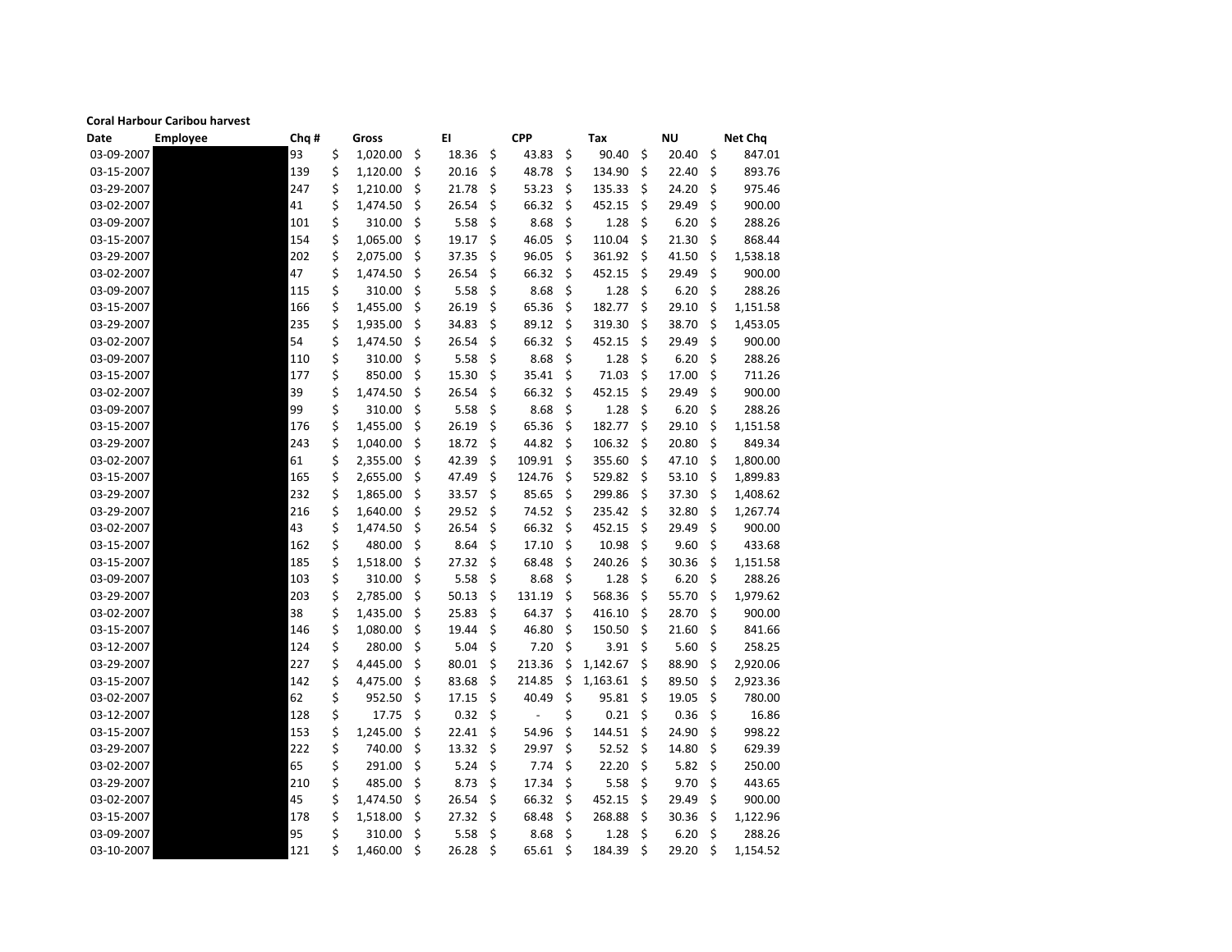**Coral Harbour Caribou harvest**

| Date | Employee | Chq # | Gross | EI | CPP | Tax | NU | Net Chq |
|---|---|---|---|---|---|---|---|---|
| 03-09-2007 | | 93 | $ 1,020.00 | $ 18.36 | $ 43.83 | $ 90.40 | $ 20.40 | $ 847.01 |
| 03-15-2007 | | 139 | $ 1,120.00 | $ 20.16 | $ 48.78 | $ 134.90 | $ 22.40 | $ 893.76 |
| 03-29-2007 | | 247 | $ 1,210.00 | $ 21.78 | $ 53.23 | $ 135.33 | $ 24.20 | $ 975.46 |
| 03-02-2007 | | 41 | $ 1,474.50 | $ 26.54 | $ 66.32 | $ 452.15 | $ 29.49 | $ 900.00 |
| 03-09-2007 | | 101 | $ 310.00 | $ 5.58 | $ 8.68 | $ 1.28 | $ 6.20 | $ 288.26 |
| 03-15-2007 | | 154 | $ 1,065.00 | $ 19.17 | $ 46.05 | $ 110.04 | $ 21.30 | $ 868.44 |
| 03-29-2007 | | 202 | $ 2,075.00 | $ 37.35 | $ 96.05 | $ 361.92 | $ 41.50 | $ 1,538.18 |
| 03-02-2007 | | 47 | $ 1,474.50 | $ 26.54 | $ 66.32 | $ 452.15 | $ 29.49 | $ 900.00 |
| 03-09-2007 | | 115 | $ 310.00 | $ 5.58 | $ 8.68 | $ 1.28 | $ 6.20 | $ 288.26 |
| 03-15-2007 | | 166 | $ 1,455.00 | $ 26.19 | $ 65.36 | $ 182.77 | $ 29.10 | $ 1,151.58 |
| 03-29-2007 | | 235 | $ 1,935.00 | $ 34.83 | $ 89.12 | $ 319.30 | $ 38.70 | $ 1,453.05 |
| 03-02-2007 | | 54 | $ 1,474.50 | $ 26.54 | $ 66.32 | $ 452.15 | $ 29.49 | $ 900.00 |
| 03-09-2007 | | 110 | $ 310.00 | $ 5.58 | $ 8.68 | $ 1.28 | $ 6.20 | $ 288.26 |
| 03-15-2007 | | 177 | $ 850.00 | $ 15.30 | $ 35.41 | $ 71.03 | $ 17.00 | $ 711.26 |
| 03-02-2007 | | 39 | $ 1,474.50 | $ 26.54 | $ 66.32 | $ 452.15 | $ 29.49 | $ 900.00 |
| 03-09-2007 | | 99 | $ 310.00 | $ 5.58 | $ 8.68 | $ 1.28 | $ 6.20 | $ 288.26 |
| 03-15-2007 | | 176 | $ 1,455.00 | $ 26.19 | $ 65.36 | $ 182.77 | $ 29.10 | $ 1,151.58 |
| 03-29-2007 | | 243 | $ 1,040.00 | $ 18.72 | $ 44.82 | $ 106.32 | $ 20.80 | $ 849.34 |
| 03-02-2007 | | 61 | $ 2,355.00 | $ 42.39 | $ 109.91 | $ 355.60 | $ 47.10 | $ 1,800.00 |
| 03-15-2007 | | 165 | $ 2,655.00 | $ 47.49 | $ 124.76 | $ 529.82 | $ 53.10 | $ 1,899.83 |
| 03-29-2007 | | 232 | $ 1,865.00 | $ 33.57 | $ 85.65 | $ 299.86 | $ 37.30 | $ 1,408.62 |
| 03-29-2007 | | 216 | $ 1,640.00 | $ 29.52 | $ 74.52 | $ 235.42 | $ 32.80 | $ 1,267.74 |
| 03-02-2007 | | 43 | $ 1,474.50 | $ 26.54 | $ 66.32 | $ 452.15 | $ 29.49 | $ 900.00 |
| 03-15-2007 | | 162 | $ 480.00 | $ 8.64 | $ 17.10 | $ 10.98 | $ 9.60 | $ 433.68 |
| 03-15-2007 | | 185 | $ 1,518.00 | $ 27.32 | $ 68.48 | $ 240.26 | $ 30.36 | $ 1,151.58 |
| 03-09-2007 | | 103 | $ 310.00 | $ 5.58 | $ 8.68 | $ 1.28 | $ 6.20 | $ 288.26 |
| 03-29-2007 | | 203 | $ 2,785.00 | $ 50.13 | $ 131.19 | $ 568.36 | $ 55.70 | $ 1,979.62 |
| 03-02-2007 | | 38 | $ 1,435.00 | $ 25.83 | $ 64.37 | $ 416.10 | $ 28.70 | $ 900.00 |
| 03-15-2007 | | 146 | $ 1,080.00 | $ 19.44 | $ 46.80 | $ 150.50 | $ 21.60 | $ 841.66 |
| 03-12-2007 | | 124 | $ 280.00 | $ 5.04 | $ 7.20 | $ 3.91 | $ 5.60 | $ 258.25 |
| 03-29-2007 | | 227 | $ 4,445.00 | $ 80.01 | $ 213.36 | $ 1,142.67 | $ 88.90 | $ 2,920.06 |
| 03-15-2007 | | 142 | $ 4,475.00 | $ 83.68 | $ 214.85 | $ 1,163.61 | $ 89.50 | $ 2,923.36 |
| 03-02-2007 | | 62 | $ 952.50 | $ 17.15 | $ 40.49 | $ 95.81 | $ 19.05 | $ 780.00 |
| 03-12-2007 | | 128 | $ 17.75 | $ 0.32 | $ - | $ 0.21 | $ 0.36 | $ 16.86 |
| 03-15-2007 | | 153 | $ 1,245.00 | $ 22.41 | $ 54.96 | $ 144.51 | $ 24.90 | $ 998.22 |
| 03-29-2007 | | 222 | $ 740.00 | $ 13.32 | $ 29.97 | $ 52.52 | $ 14.80 | $ 629.39 |
| 03-02-2007 | | 65 | $ 291.00 | $ 5.24 | $ 7.74 | $ 22.20 | $ 5.82 | $ 250.00 |
| 03-29-2007 | | 210 | $ 485.00 | $ 8.73 | $ 17.34 | $ 5.58 | $ 9.70 | $ 443.65 |
| 03-02-2007 | | 45 | $ 1,474.50 | $ 26.54 | $ 66.32 | $ 452.15 | $ 29.49 | $ 900.00 |
| 03-15-2007 | | 178 | $ 1,518.00 | $ 27.32 | $ 68.48 | $ 268.88 | $ 30.36 | $ 1,122.96 |
| 03-09-2007 | | 95 | $ 310.00 | $ 5.58 | $ 8.68 | $ 1.28 | $ 6.20 | $ 288.26 |
| 03-10-2007 | | 121 | $ 1,460.00 | $ 26.28 | $ 65.61 | $ 184.39 | $ 29.20 | $ 1,154.52 |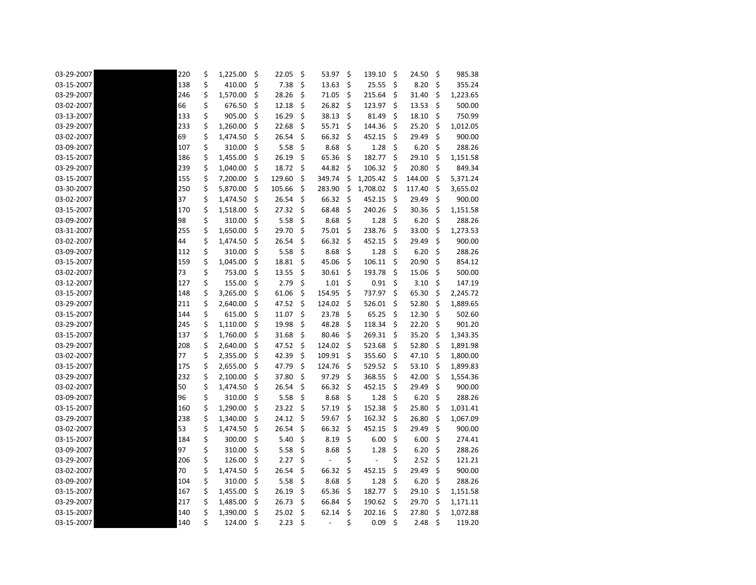| | | | | | | | | |
|---|---|---|---|---|---|---|---|---|
| 03-29-2007 | | 220 | $ 1,225.00 | $ 22.05 | $ 53.97 | $ 139.10 | $ 24.50 | $ 985.38 |
| 03-15-2007 | | 138 | $ 410.00 | $ 7.38 | $ 13.63 | $ 25.55 | $ 8.20 | $ 355.24 |
| 03-29-2007 | | 246 | $ 1,570.00 | $ 28.26 | $ 71.05 | $ 215.64 | $ 31.40 | $ 1,223.65 |
| 03-02-2007 | | 66 | $ 676.50 | $ 12.18 | $ 26.82 | $ 123.97 | $ 13.53 | $ 500.00 |
| 03-13-2007 | | 133 | $ 905.00 | $ 16.29 | $ 38.13 | $ 81.49 | $ 18.10 | $ 750.99 |
| 03-29-2007 | | 233 | $ 1,260.00 | $ 22.68 | $ 55.71 | $ 144.36 | $ 25.20 | $ 1,012.05 |
| 03-02-2007 | | 69 | $ 1,474.50 | $ 26.54 | $ 66.32 | $ 452.15 | $ 29.49 | $ 900.00 |
| 03-09-2007 | | 107 | $ 310.00 | $ 5.58 | $ 8.68 | $ 1.28 | $ 6.20 | $ 288.26 |
| 03-15-2007 | | 186 | $ 1,455.00 | $ 26.19 | $ 65.36 | $ 182.77 | $ 29.10 | $ 1,151.58 |
| 03-29-2007 | | 239 | $ 1,040.00 | $ 18.72 | $ 44.82 | $ 106.32 | $ 20.80 | $ 849.34 |
| 03-15-2007 | | 155 | $ 7,200.00 | $ 129.60 | $ 349.74 | $ 1,205.42 | $ 144.00 | $ 5,371.24 |
| 03-30-2007 | | 250 | $ 5,870.00 | $ 105.66 | $ 283.90 | $ 1,708.02 | $ 117.40 | $ 3,655.02 |
| 03-02-2007 | | 37 | $ 1,474.50 | $ 26.54 | $ 66.32 | $ 452.15 | $ 29.49 | $ 900.00 |
| 03-15-2007 | | 170 | $ 1,518.00 | $ 27.32 | $ 68.48 | $ 240.26 | $ 30.36 | $ 1,151.58 |
| 03-09-2007 | | 98 | $ 310.00 | $ 5.58 | $ 8.68 | $ 1.28 | $ 6.20 | $ 288.26 |
| 03-31-2007 | | 255 | $ 1,650.00 | $ 29.70 | $ 75.01 | $ 238.76 | $ 33.00 | $ 1,273.53 |
| 03-02-2007 | | 44 | $ 1,474.50 | $ 26.54 | $ 66.32 | $ 452.15 | $ 29.49 | $ 900.00 |
| 03-09-2007 | | 112 | $ 310.00 | $ 5.58 | $ 8.68 | $ 1.28 | $ 6.20 | $ 288.26 |
| 03-15-2007 | | 159 | $ 1,045.00 | $ 18.81 | $ 45.06 | $ 106.11 | $ 20.90 | $ 854.12 |
| 03-02-2007 | | 73 | $ 753.00 | $ 13.55 | $ 30.61 | $ 193.78 | $ 15.06 | $ 500.00 |
| 03-12-2007 | | 127 | $ 155.00 | $ 2.79 | $ 1.01 | $ 0.91 | $ 3.10 | $ 147.19 |
| 03-15-2007 | | 148 | $ 3,265.00 | $ 61.06 | $ 154.95 | $ 737.97 | $ 65.30 | $ 2,245.72 |
| 03-29-2007 | | 211 | $ 2,640.00 | $ 47.52 | $ 124.02 | $ 526.01 | $ 52.80 | $ 1,889.65 |
| 03-15-2007 | | 144 | $ 615.00 | $ 11.07 | $ 23.78 | $ 65.25 | $ 12.30 | $ 502.60 |
| 03-29-2007 | | 245 | $ 1,110.00 | $ 19.98 | $ 48.28 | $ 118.34 | $ 22.20 | $ 901.20 |
| 03-15-2007 | | 137 | $ 1,760.00 | $ 31.68 | $ 80.46 | $ 269.31 | $ 35.20 | $ 1,343.35 |
| 03-29-2007 | | 208 | $ 2,640.00 | $ 47.52 | $ 124.02 | $ 523.68 | $ 52.80 | $ 1,891.98 |
| 03-02-2007 | | 77 | $ 2,355.00 | $ 42.39 | $ 109.91 | $ 355.60 | $ 47.10 | $ 1,800.00 |
| 03-15-2007 | | 175 | $ 2,655.00 | $ 47.79 | $ 124.76 | $ 529.52 | $ 53.10 | $ 1,899.83 |
| 03-29-2007 | | 232 | $ 2,100.00 | $ 37.80 | $ 97.29 | $ 368.55 | $ 42.00 | $ 1,554.36 |
| 03-02-2007 | | 50 | $ 1,474.50 | $ 26.54 | $ 66.32 | $ 452.15 | $ 29.49 | $ 900.00 |
| 03-09-2007 | | 96 | $ 310.00 | $ 5.58 | $ 8.68 | $ 1.28 | $ 6.20 | $ 288.26 |
| 03-15-2007 | | 160 | $ 1,290.00 | $ 23.22 | $ 57.19 | $ 152.38 | $ 25.80 | $ 1,031.41 |
| 03-29-2007 | | 238 | $ 1,340.00 | $ 24.12 | $ 59.67 | $ 162.32 | $ 26.80 | $ 1,067.09 |
| 03-02-2007 | | 53 | $ 1,474.50 | $ 26.54 | $ 66.32 | $ 452.15 | $ 29.49 | $ 900.00 |
| 03-15-2007 | | 184 | $ 300.00 | $ 5.40 | $ 8.19 | $ 6.00 | $ 6.00 | $ 274.41 |
| 03-09-2007 | | 97 | $ 310.00 | $ 5.58 | $ 8.68 | $ 1.28 | $ 6.20 | $ 288.26 |
| 03-29-2007 | | 206 | $ 126.00 | $ 2.27 | $ - | $ - | $ 2.52 | $ 121.21 |
| 03-02-2007 | | 70 | $ 1,474.50 | $ 26.54 | $ 66.32 | $ 452.15 | $ 29.49 | $ 900.00 |
| 03-09-2007 | | 104 | $ 310.00 | $ 5.58 | $ 8.68 | $ 1.28 | $ 6.20 | $ 288.26 |
| 03-15-2007 | | 167 | $ 1,455.00 | $ 26.19 | $ 65.36 | $ 182.77 | $ 29.10 | $ 1,151.58 |
| 03-29-2007 | | 217 | $ 1,485.00 | $ 26.73 | $ 66.84 | $ 190.62 | $ 29.70 | $ 1,171.11 |
| 03-15-2007 | | 140 | $ 1,390.00 | $ 25.02 | $ 62.14 | $ 202.16 | $ 27.80 | $ 1,072.88 |
| 03-15-2007 | | 140 | $ 124.00 | $ 2.23 | $ - | $ 0.09 | $ 2.48 | $ 119.20 |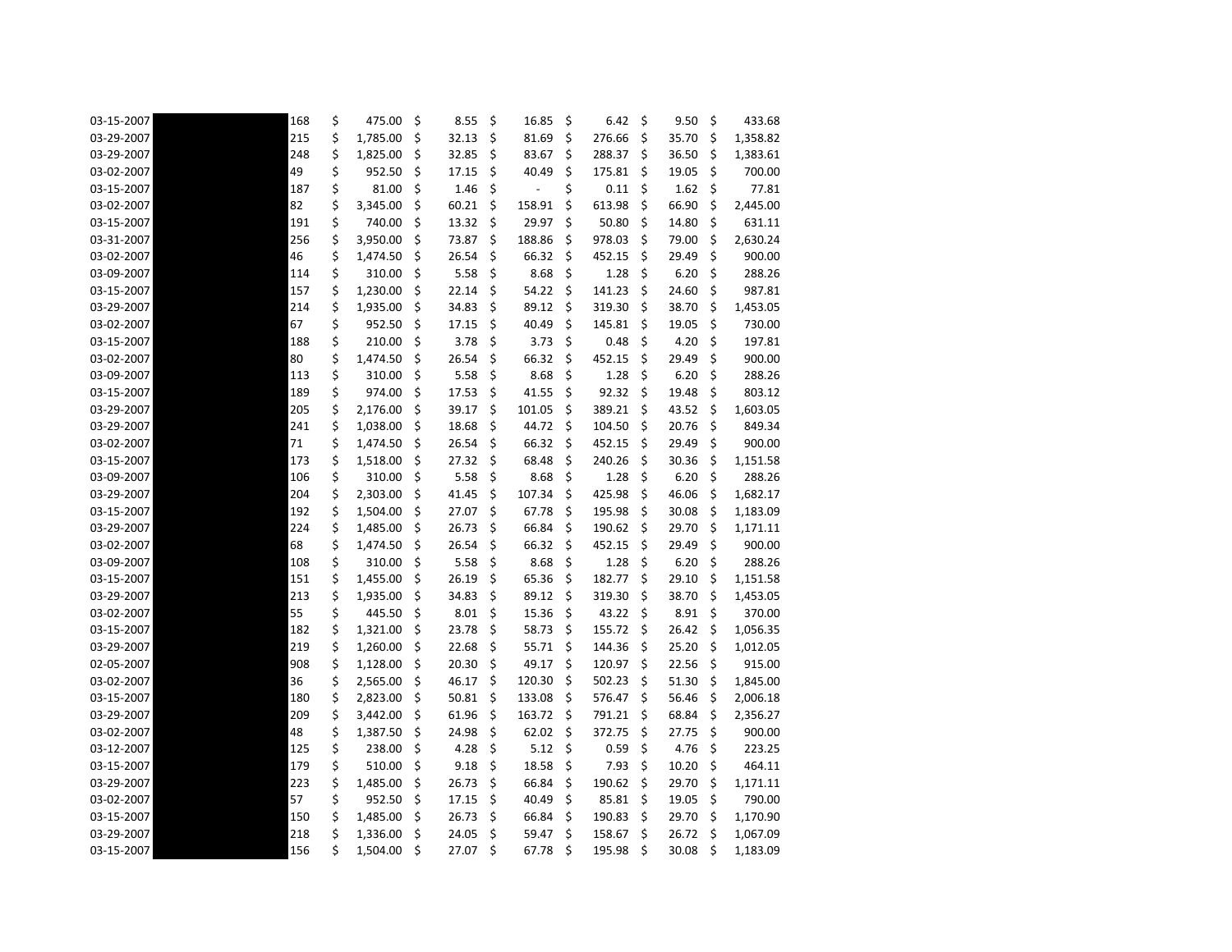| | | | | | | | | |
|---|---|---|---|---|---|---|---|---|
| 03-15-2007 | | 168 | $ 475.00 | $ 8.55 | $ 16.85 | $ 6.42 | $ 9.50 | $ 433.68 |
| 03-29-2007 | | 215 | $ 1,785.00 | $ 32.13 | $ 81.69 | $ 276.66 | $ 35.70 | $ 1,358.82 |
| 03-29-2007 | | 248 | $ 1,825.00 | $ 32.85 | $ 83.67 | $ 288.37 | $ 36.50 | $ 1,383.61 |
| 03-02-2007 | | 49 | $ 952.50 | $ 17.15 | $ 40.49 | $ 175.81 | $ 19.05 | $ 700.00 |
| 03-15-2007 | | 187 | $ 81.00 | $ 1.46 | $ - | $ 0.11 | $ 1.62 | $ 77.81 |
| 03-02-2007 | | 82 | $ 3,345.00 | $ 60.21 | $ 158.91 | $ 613.98 | $ 66.90 | $ 2,445.00 |
| 03-15-2007 | | 191 | $ 740.00 | $ 13.32 | $ 29.97 | $ 50.80 | $ 14.80 | $ 631.11 |
| 03-31-2007 | | 256 | $ 3,950.00 | $ 73.87 | $ 188.86 | $ 978.03 | $ 79.00 | $ 2,630.24 |
| 03-02-2007 | | 46 | $ 1,474.50 | $ 26.54 | $ 66.32 | $ 452.15 | $ 29.49 | $ 900.00 |
| 03-09-2007 | | 114 | $ 310.00 | $ 5.58 | $ 8.68 | $ 1.28 | $ 6.20 | $ 288.26 |
| 03-15-2007 | | 157 | $ 1,230.00 | $ 22.14 | $ 54.22 | $ 141.23 | $ 24.60 | $ 987.81 |
| 03-29-2007 | | 214 | $ 1,935.00 | $ 34.83 | $ 89.12 | $ 319.30 | $ 38.70 | $ 1,453.05 |
| 03-02-2007 | | 67 | $ 952.50 | $ 17.15 | $ 40.49 | $ 145.81 | $ 19.05 | $ 730.00 |
| 03-15-2007 | | 188 | $ 210.00 | $ 3.78 | $ 3.73 | $ 0.48 | $ 4.20 | $ 197.81 |
| 03-02-2007 | | 80 | $ 1,474.50 | $ 26.54 | $ 66.32 | $ 452.15 | $ 29.49 | $ 900.00 |
| 03-09-2007 | | 113 | $ 310.00 | $ 5.58 | $ 8.68 | $ 1.28 | $ 6.20 | $ 288.26 |
| 03-15-2007 | | 189 | $ 974.00 | $ 17.53 | $ 41.55 | $ 92.32 | $ 19.48 | $ 803.12 |
| 03-29-2007 | | 205 | $ 2,176.00 | $ 39.17 | $ 101.05 | $ 389.21 | $ 43.52 | $ 1,603.05 |
| 03-29-2007 | | 241 | $ 1,038.00 | $ 18.68 | $ 44.72 | $ 104.50 | $ 20.76 | $ 849.34 |
| 03-02-2007 | | 71 | $ 1,474.50 | $ 26.54 | $ 66.32 | $ 452.15 | $ 29.49 | $ 900.00 |
| 03-15-2007 | | 173 | $ 1,518.00 | $ 27.32 | $ 68.48 | $ 240.26 | $ 30.36 | $ 1,151.58 |
| 03-09-2007 | | 106 | $ 310.00 | $ 5.58 | $ 8.68 | $ 1.28 | $ 6.20 | $ 288.26 |
| 03-29-2007 | | 204 | $ 2,303.00 | $ 41.45 | $ 107.34 | $ 425.98 | $ 46.06 | $ 1,682.17 |
| 03-15-2007 | | 192 | $ 1,504.00 | $ 27.07 | $ 67.78 | $ 195.98 | $ 30.08 | $ 1,183.09 |
| 03-29-2007 | | 224 | $ 1,485.00 | $ 26.73 | $ 66.84 | $ 190.62 | $ 29.70 | $ 1,171.11 |
| 03-02-2007 | | 68 | $ 1,474.50 | $ 26.54 | $ 66.32 | $ 452.15 | $ 29.49 | $ 900.00 |
| 03-09-2007 | | 108 | $ 310.00 | $ 5.58 | $ 8.68 | $ 1.28 | $ 6.20 | $ 288.26 |
| 03-15-2007 | | 151 | $ 1,455.00 | $ 26.19 | $ 65.36 | $ 182.77 | $ 29.10 | $ 1,151.58 |
| 03-29-2007 | | 213 | $ 1,935.00 | $ 34.83 | $ 89.12 | $ 319.30 | $ 38.70 | $ 1,453.05 |
| 03-02-2007 | | 55 | $ 445.50 | $ 8.01 | $ 15.36 | $ 43.22 | $ 8.91 | $ 370.00 |
| 03-15-2007 | | 182 | $ 1,321.00 | $ 23.78 | $ 58.73 | $ 155.72 | $ 26.42 | $ 1,056.35 |
| 03-29-2007 | | 219 | $ 1,260.00 | $ 22.68 | $ 55.71 | $ 144.36 | $ 25.20 | $ 1,012.05 |
| 02-05-2007 | | 908 | $ 1,128.00 | $ 20.30 | $ 49.17 | $ 120.97 | $ 22.56 | $ 915.00 |
| 03-02-2007 | | 36 | $ 2,565.00 | $ 46.17 | $ 120.30 | $ 502.23 | $ 51.30 | $ 1,845.00 |
| 03-15-2007 | | 180 | $ 2,823.00 | $ 50.81 | $ 133.08 | $ 576.47 | $ 56.46 | $ 2,006.18 |
| 03-29-2007 | | 209 | $ 3,442.00 | $ 61.96 | $ 163.72 | $ 791.21 | $ 68.84 | $ 2,356.27 |
| 03-02-2007 | | 48 | $ 1,387.50 | $ 24.98 | $ 62.02 | $ 372.75 | $ 27.75 | $ 900.00 |
| 03-12-2007 | | 125 | $ 238.00 | $ 4.28 | $ 5.12 | $ 0.59 | $ 4.76 | $ 223.25 |
| 03-15-2007 | | 179 | $ 510.00 | $ 9.18 | $ 18.58 | $ 7.93 | $ 10.20 | $ 464.11 |
| 03-29-2007 | | 223 | $ 1,485.00 | $ 26.73 | $ 66.84 | $ 190.62 | $ 29.70 | $ 1,171.11 |
| 03-02-2007 | | 57 | $ 952.50 | $ 17.15 | $ 40.49 | $ 85.81 | $ 19.05 | $ 790.00 |
| 03-15-2007 | | 150 | $ 1,485.00 | $ 26.73 | $ 66.84 | $ 190.83 | $ 29.70 | $ 1,170.90 |
| 03-29-2007 | | 218 | $ 1,336.00 | $ 24.05 | $ 59.47 | $ 158.67 | $ 26.72 | $ 1,067.09 |
| 03-15-2007 | | 156 | $ 1,504.00 | $ 27.07 | $ 67.78 | $ 195.98 | $ 30.08 | $ 1,183.09 |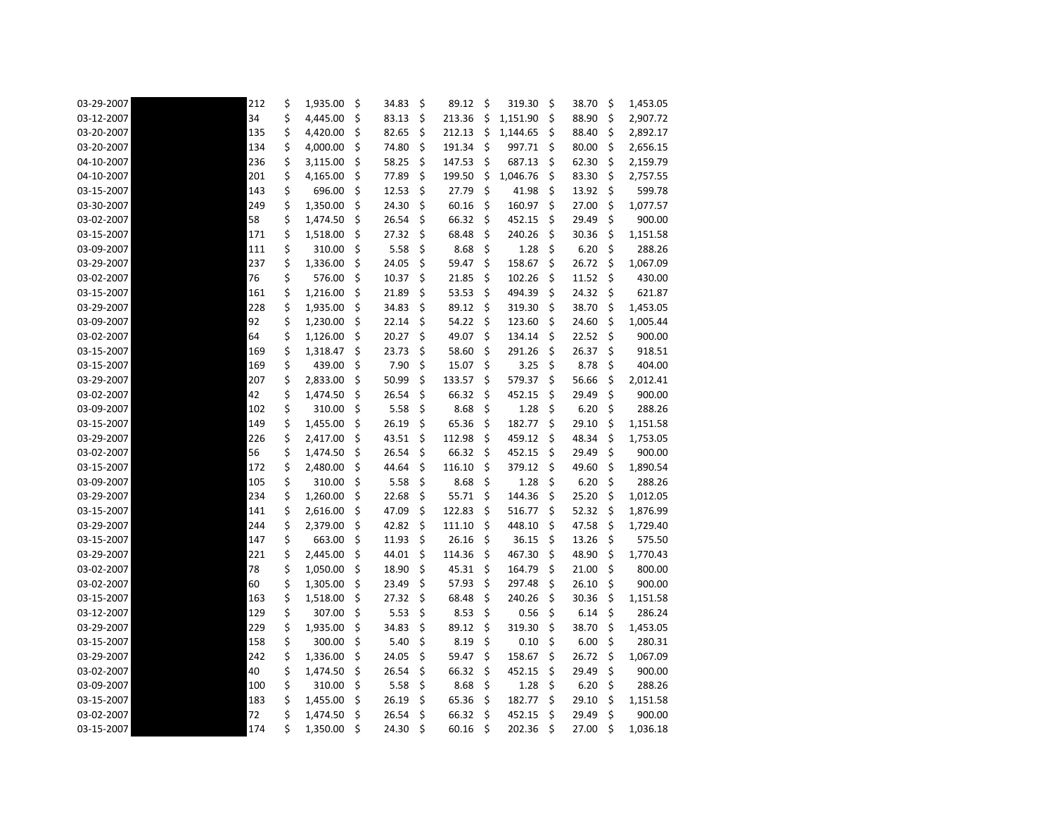| | | | | | | | | |
|---|---|---|---|---|---|---|---|---|
| 03-29-2007 | | 212 | $ 1,935.00 | $ 34.83 | $ 89.12 | $ 319.30 | $ 38.70 | $ 1,453.05 |
| 03-12-2007 | | 34 | $ 4,445.00 | $ 83.13 | $ 213.36 | $ 1,151.90 | $ 88.90 | $ 2,907.72 |
| 03-20-2007 | | 135 | $ 4,420.00 | $ 82.65 | $ 212.13 | $ 1,144.65 | $ 88.40 | $ 2,892.17 |
| 03-20-2007 | | 134 | $ 4,000.00 | $ 74.80 | $ 191.34 | $ 997.71 | $ 80.00 | $ 2,656.15 |
| 04-10-2007 | | 236 | $ 3,115.00 | $ 58.25 | $ 147.53 | $ 687.13 | $ 62.30 | $ 2,159.79 |
| 04-10-2007 | | 201 | $ 4,165.00 | $ 77.89 | $ 199.50 | $ 1,046.76 | $ 83.30 | $ 2,757.55 |
| 03-15-2007 | | 143 | $ 696.00 | $ 12.53 | $ 27.79 | $ 41.98 | $ 13.92 | $ 599.78 |
| 03-30-2007 | | 249 | $ 1,350.00 | $ 24.30 | $ 60.16 | $ 160.97 | $ 27.00 | $ 1,077.57 |
| 03-02-2007 | | 58 | $ 1,474.50 | $ 26.54 | $ 66.32 | $ 452.15 | $ 29.49 | $ 900.00 |
| 03-15-2007 | | 171 | $ 1,518.00 | $ 27.32 | $ 68.48 | $ 240.26 | $ 30.36 | $ 1,151.58 |
| 03-09-2007 | | 111 | $ 310.00 | $ 5.58 | $ 8.68 | $ 1.28 | $ 6.20 | $ 288.26 |
| 03-29-2007 | | 237 | $ 1,336.00 | $ 24.05 | $ 59.47 | $ 158.67 | $ 26.72 | $ 1,067.09 |
| 03-02-2007 | | 76 | $ 576.00 | $ 10.37 | $ 21.85 | $ 102.26 | $ 11.52 | $ 430.00 |
| 03-15-2007 | | 161 | $ 1,216.00 | $ 21.89 | $ 53.53 | $ 494.39 | $ 24.32 | $ 621.87 |
| 03-29-2007 | | 228 | $ 1,935.00 | $ 34.83 | $ 89.12 | $ 319.30 | $ 38.70 | $ 1,453.05 |
| 03-09-2007 | | 92 | $ 1,230.00 | $ 22.14 | $ 54.22 | $ 123.60 | $ 24.60 | $ 1,005.44 |
| 03-02-2007 | | 64 | $ 1,126.00 | $ 20.27 | $ 49.07 | $ 134.14 | $ 22.52 | $ 900.00 |
| 03-15-2007 | | 169 | $ 1,318.47 | $ 23.73 | $ 58.60 | $ 291.26 | $ 26.37 | $ 918.51 |
| 03-15-2007 | | 169 | $ 439.00 | $ 7.90 | $ 15.07 | $ 3.25 | $ 8.78 | $ 404.00 |
| 03-29-2007 | | 207 | $ 2,833.00 | $ 50.99 | $ 133.57 | $ 579.37 | $ 56.66 | $ 2,012.41 |
| 03-02-2007 | | 42 | $ 1,474.50 | $ 26.54 | $ 66.32 | $ 452.15 | $ 29.49 | $ 900.00 |
| 03-09-2007 | | 102 | $ 310.00 | $ 5.58 | $ 8.68 | $ 1.28 | $ 6.20 | $ 288.26 |
| 03-15-2007 | | 149 | $ 1,455.00 | $ 26.19 | $ 65.36 | $ 182.77 | $ 29.10 | $ 1,151.58 |
| 03-29-2007 | | 226 | $ 2,417.00 | $ 43.51 | $ 112.98 | $ 459.12 | $ 48.34 | $ 1,753.05 |
| 03-02-2007 | | 56 | $ 1,474.50 | $ 26.54 | $ 66.32 | $ 452.15 | $ 29.49 | $ 900.00 |
| 03-15-2007 | | 172 | $ 2,480.00 | $ 44.64 | $ 116.10 | $ 379.12 | $ 49.60 | $ 1,890.54 |
| 03-09-2007 | | 105 | $ 310.00 | $ 5.58 | $ 8.68 | $ 1.28 | $ 6.20 | $ 288.26 |
| 03-29-2007 | | 234 | $ 1,260.00 | $ 22.68 | $ 55.71 | $ 144.36 | $ 25.20 | $ 1,012.05 |
| 03-15-2007 | | 141 | $ 2,616.00 | $ 47.09 | $ 122.83 | $ 516.77 | $ 52.32 | $ 1,876.99 |
| 03-29-2007 | | 244 | $ 2,379.00 | $ 42.82 | $ 111.10 | $ 448.10 | $ 47.58 | $ 1,729.40 |
| 03-15-2007 | | 147 | $ 663.00 | $ 11.93 | $ 26.16 | $ 36.15 | $ 13.26 | $ 575.50 |
| 03-29-2007 | | 221 | $ 2,445.00 | $ 44.01 | $ 114.36 | $ 467.30 | $ 48.90 | $ 1,770.43 |
| 03-02-2007 | | 78 | $ 1,050.00 | $ 18.90 | $ 45.31 | $ 164.79 | $ 21.00 | $ 800.00 |
| 03-02-2007 | | 60 | $ 1,305.00 | $ 23.49 | $ 57.93 | $ 297.48 | $ 26.10 | $ 900.00 |
| 03-15-2007 | | 163 | $ 1,518.00 | $ 27.32 | $ 68.48 | $ 240.26 | $ 30.36 | $ 1,151.58 |
| 03-12-2007 | | 129 | $ 307.00 | $ 5.53 | $ 8.53 | $ 0.56 | $ 6.14 | $ 286.24 |
| 03-29-2007 | | 229 | $ 1,935.00 | $ 34.83 | $ 89.12 | $ 319.30 | $ 38.70 | $ 1,453.05 |
| 03-15-2007 | | 158 | $ 300.00 | $ 5.40 | $ 8.19 | $ 0.10 | $ 6.00 | $ 280.31 |
| 03-29-2007 | | 242 | $ 1,336.00 | $ 24.05 | $ 59.47 | $ 158.67 | $ 26.72 | $ 1,067.09 |
| 03-02-2007 | | 40 | $ 1,474.50 | $ 26.54 | $ 66.32 | $ 452.15 | $ 29.49 | $ 900.00 |
| 03-09-2007 | | 100 | $ 310.00 | $ 5.58 | $ 8.68 | $ 1.28 | $ 6.20 | $ 288.26 |
| 03-15-2007 | | 183 | $ 1,455.00 | $ 26.19 | $ 65.36 | $ 182.77 | $ 29.10 | $ 1,151.58 |
| 03-02-2007 | | 72 | $ 1,474.50 | $ 26.54 | $ 66.32 | $ 452.15 | $ 29.49 | $ 900.00 |
| 03-15-2007 | | 174 | $ 1,350.00 | $ 24.30 | $ 60.16 | $ 202.36 | $ 27.00 | $ 1,036.18 |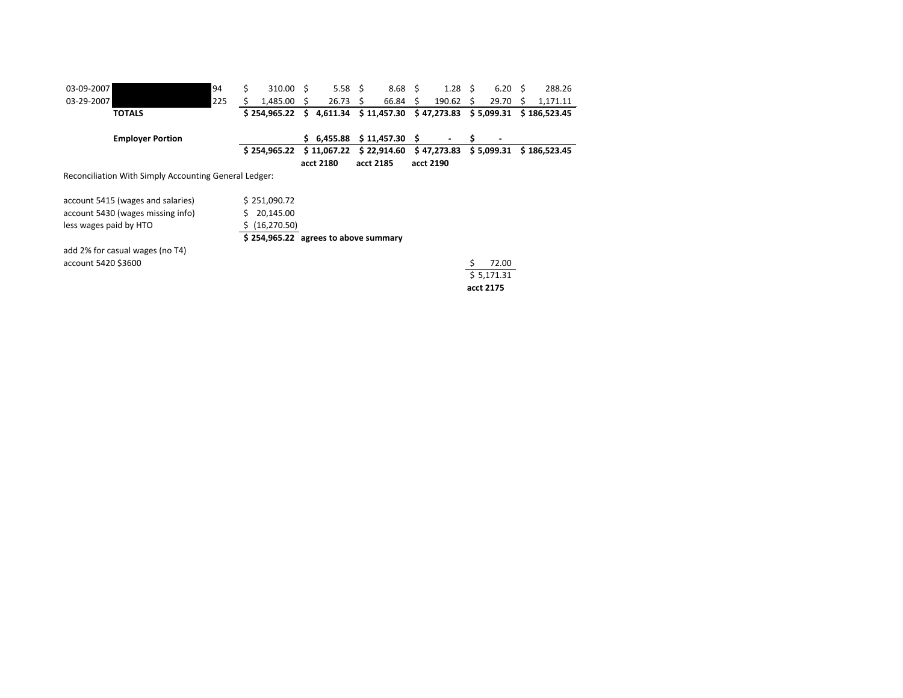| | | | | | | | | |
|---|---|---|---|---|---|---|---|---|
| 03-09-2007 | | 94 | $ 310.00 | $ 5.58 | $ 8.68 | $ 1.28 | $ 6.20 | $ 288.26 |
| 03-29-2007 | | 225 | $ 1,485.00 | $ 26.73 | $ 66.84 | $ 190.62 | $ 29.70 | $ 1,171.11 |
| | **TOTALS** | | **$ 254,965.22** | **$ 4,611.34** | **$ 11,457.30** | **$ 47,273.83** | **$ 5,099.31** | **$ 186,523.45** |
| | | | | | | | | |
| | **Employer Portion** | | | **$ 6,455.88** | **$ 11,457.30** | **$ -** | **$ -** | |
| | | | **$ 254,965.22** | **$ 11,067.22** | **$ 22,914.60** | **$ 47,273.83** | **$ 5,099.31** | **$ 186,523.45** |
| | | | | **acct 2180** | **acct 2185** | **acct 2190** | | |

Reconciliation With Simply Accounting General Ledger:

| | | | | | |
|---|---|---|---|---|---|
| account 5415 (wages and salaries) | $ 251,090.72 | | | | |
| account 5430 (wages missing info) | $ 20,145.00 | | | | |
| less wages paid by HTO | $ (16,270.50) | | | | |
| | **$ 254,965.22** | **agrees to above summary** | | | |
| add 2% for casual wages (no T4) | | | | | |
| account 5420 $3600 | | | | $ 72.00 | |
| | | | | $ 5,171.31 | |
| | | | | **acct 2175** | |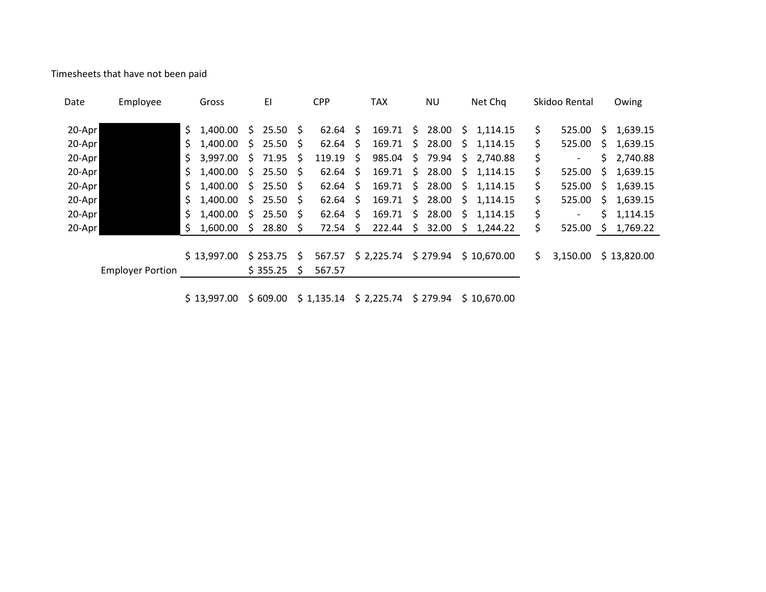Timesheets that have not been paid

| Date | Employee | Gross | EI | CPP | TAX | NU | Net Chq | Skidoo Rental | Owing |
|---|---|---|---|---|---|---|---|---|---|
| 20-Apr | | $ 1,400.00 | $ 25.50 | $ 62.64 | $ 169.71 | $ 28.00 | $ 1,114.15 | $ 525.00 | $ 1,639.15 |
| 20-Apr | | $ 1,400.00 | $ 25.50 | $ 62.64 | $ 169.71 | $ 28.00 | $ 1,114.15 | $ 525.00 | $ 1,639.15 |
| 20-Apr | | $ 3,997.00 | $ 71.95 | $ 119.19 | $ 985.04 | $ 79.94 | $ 2,740.88 | $ - | $ 2,740.88 |
| 20-Apr | | $ 1,400.00 | $ 25.50 | $ 62.64 | $ 169.71 | $ 28.00 | $ 1,114.15 | $ 525.00 | $ 1,639.15 |
| 20-Apr | | $ 1,400.00 | $ 25.50 | $ 62.64 | $ 169.71 | $ 28.00 | $ 1,114.15 | $ 525.00 | $ 1,639.15 |
| 20-Apr | | $ 1,400.00 | $ 25.50 | $ 62.64 | $ 169.71 | $ 28.00 | $ 1,114.15 | $ 525.00 | $ 1,639.15 |
| 20-Apr | | $ 1,400.00 | $ 25.50 | $ 62.64 | $ 169.71 | $ 28.00 | $ 1,114.15 | $ - | $ 1,114.15 |
| 20-Apr | | $ 1,600.00 | $ 28.80 | $ 72.54 | $ 222.44 | $ 32.00 | $ 1,244.22 | $ 525.00 | $ 1,769.22 |
| | | $ 13,997.00 | $ 253.75 | $ 567.57 | $ 2,225.74 | $ 279.94 | $ 10,670.00 | $ 3,150.00 | $ 13,820.00 |
| | Employer Portion | | $ 355.25 | $ 567.57 | | | | | |
| | | $ 13,997.00 | $ 609.00 | $ 1,135.14 | $ 2,225.74 | $ 279.94 | $ 10,670.00 | | |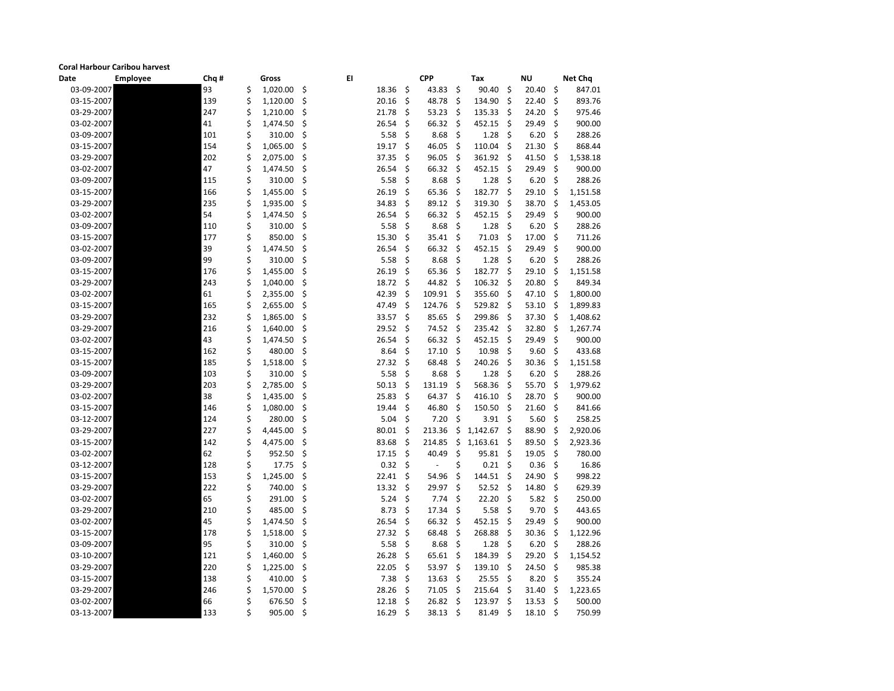**Coral Harbour Caribou harvest**

| Date | Employee | Chq # | Gross | EI | CPP | Tax | NU | Net Chq |
|---|---|---|---|---|---|---|---|---|
| 03-09-2007 | | 93 | $ 1,020.00 | $ 18.36 | $ 43.83 | $ 90.40 | $ 20.40 | $ 847.01 |
| 03-15-2007 | | 139 | $ 1,120.00 | $ 20.16 | $ 48.78 | $ 134.90 | $ 22.40 | $ 893.76 |
| 03-29-2007 | | 247 | $ 1,210.00 | $ 21.78 | $ 53.23 | $ 135.33 | $ 24.20 | $ 975.46 |
| 03-02-2007 | | 41 | $ 1,474.50 | $ 26.54 | $ 66.32 | $ 452.15 | $ 29.49 | $ 900.00 |
| 03-09-2007 | | 101 | $ 310.00 | $ 5.58 | $ 8.68 | $ 1.28 | $ 6.20 | $ 288.26 |
| 03-15-2007 | | 154 | $ 1,065.00 | $ 19.17 | $ 46.05 | $ 110.04 | $ 21.30 | $ 868.44 |
| 03-29-2007 | | 202 | $ 2,075.00 | $ 37.35 | $ 96.05 | $ 361.92 | $ 41.50 | $ 1,538.18 |
| 03-02-2007 | | 47 | $ 1,474.50 | $ 26.54 | $ 66.32 | $ 452.15 | $ 29.49 | $ 900.00 |
| 03-09-2007 | | 115 | $ 310.00 | $ 5.58 | $ 8.68 | $ 1.28 | $ 6.20 | $ 288.26 |
| 03-15-2007 | | 166 | $ 1,455.00 | $ 26.19 | $ 65.36 | $ 182.77 | $ 29.10 | $ 1,151.58 |
| 03-29-2007 | | 235 | $ 1,935.00 | $ 34.83 | $ 89.12 | $ 319.30 | $ 38.70 | $ 1,453.05 |
| 03-02-2007 | | 54 | $ 1,474.50 | $ 26.54 | $ 66.32 | $ 452.15 | $ 29.49 | $ 900.00 |
| 03-09-2007 | | 110 | $ 310.00 | $ 5.58 | $ 8.68 | $ 1.28 | $ 6.20 | $ 288.26 |
| 03-15-2007 | | 177 | $ 850.00 | $ 15.30 | $ 35.41 | $ 71.03 | $ 17.00 | $ 711.26 |
| 03-02-2007 | | 39 | $ 1,474.50 | $ 26.54 | $ 66.32 | $ 452.15 | $ 29.49 | $ 900.00 |
| 03-09-2007 | | 99 | $ 310.00 | $ 5.58 | $ 8.68 | $ 1.28 | $ 6.20 | $ 288.26 |
| 03-15-2007 | | 176 | $ 1,455.00 | $ 26.19 | $ 65.36 | $ 182.77 | $ 29.10 | $ 1,151.58 |
| 03-29-2007 | | 243 | $ 1,040.00 | $ 18.72 | $ 44.82 | $ 106.32 | $ 20.80 | $ 849.34 |
| 03-02-2007 | | 61 | $ 2,355.00 | $ 42.39 | $ 109.91 | $ 355.60 | $ 47.10 | $ 1,800.00 |
| 03-15-2007 | | 165 | $ 2,655.00 | $ 47.49 | $ 124.76 | $ 529.82 | $ 53.10 | $ 1,899.83 |
| 03-29-2007 | | 232 | $ 1,865.00 | $ 33.57 | $ 85.65 | $ 299.86 | $ 37.30 | $ 1,408.62 |
| 03-29-2007 | | 216 | $ 1,640.00 | $ 29.52 | $ 74.52 | $ 235.42 | $ 32.80 | $ 1,267.74 |
| 03-02-2007 | | 43 | $ 1,474.50 | $ 26.54 | $ 66.32 | $ 452.15 | $ 29.49 | $ 900.00 |
| 03-15-2007 | | 162 | $ 480.00 | $ 8.64 | $ 17.10 | $ 10.98 | $ 9.60 | $ 433.68 |
| 03-15-2007 | | 185 | $ 1,518.00 | $ 27.32 | $ 68.48 | $ 240.26 | $ 30.36 | $ 1,151.58 |
| 03-09-2007 | | 103 | $ 310.00 | $ 5.58 | $ 8.68 | $ 1.28 | $ 6.20 | $ 288.26 |
| 03-29-2007 | | 203 | $ 2,785.00 | $ 50.13 | $ 131.19 | $ 568.36 | $ 55.70 | $ 1,979.62 |
| 03-02-2007 | | 38 | $ 1,435.00 | $ 25.83 | $ 64.37 | $ 416.10 | $ 28.70 | $ 900.00 |
| 03-15-2007 | | 146 | $ 1,080.00 | $ 19.44 | $ 46.80 | $ 150.50 | $ 21.60 | $ 841.66 |
| 03-12-2007 | | 124 | $ 280.00 | $ 5.04 | $ 7.20 | $ 3.91 | $ 5.60 | $ 258.25 |
| 03-29-2007 | | 227 | $ 4,445.00 | $ 80.01 | $ 213.36 | $ 1,142.67 | $ 88.90 | $ 2,920.06 |
| 03-15-2007 | | 142 | $ 4,475.00 | $ 83.68 | $ 214.85 | $ 1,163.61 | $ 89.50 | $ 2,923.36 |
| 03-02-2007 | | 62 | $ 952.50 | $ 17.15 | $ 40.49 | $ 95.81 | $ 19.05 | $ 780.00 |
| 03-12-2007 | | 128 | $ 17.75 | $ 0.32 | $ - | $ 0.21 | $ 0.36 | $ 16.86 |
| 03-15-2007 | | 153 | $ 1,245.00 | $ 22.41 | $ 54.96 | $ 144.51 | $ 24.90 | $ 998.22 |
| 03-29-2007 | | 222 | $ 740.00 | $ 13.32 | $ 29.97 | $ 52.52 | $ 14.80 | $ 629.39 |
| 03-02-2007 | | 65 | $ 291.00 | $ 5.24 | $ 7.74 | $ 22.20 | $ 5.82 | $ 250.00 |
| 03-29-2007 | | 210 | $ 485.00 | $ 8.73 | $ 17.34 | $ 5.58 | $ 9.70 | $ 443.65 |
| 03-02-2007 | | 45 | $ 1,474.50 | $ 26.54 | $ 66.32 | $ 452.15 | $ 29.49 | $ 900.00 |
| 03-15-2007 | | 178 | $ 1,518.00 | $ 27.32 | $ 68.48 | $ 268.88 | $ 30.36 | $ 1,122.96 |
| 03-09-2007 | | 95 | $ 310.00 | $ 5.58 | $ 8.68 | $ 1.28 | $ 6.20 | $ 288.26 |
| 03-10-2007 | | 121 | $ 1,460.00 | $ 26.28 | $ 65.61 | $ 184.39 | $ 29.20 | $ 1,154.52 |
| 03-29-2007 | | 220 | $ 1,225.00 | $ 22.05 | $ 53.97 | $ 139.10 | $ 24.50 | $ 985.38 |
| 03-15-2007 | | 138 | $ 410.00 | $ 7.38 | $ 13.63 | $ 25.55 | $ 8.20 | $ 355.24 |
| 03-29-2007 | | 246 | $ 1,570.00 | $ 28.26 | $ 71.05 | $ 215.64 | $ 31.40 | $ 1,223.65 |
| 03-02-2007 | | 66 | $ 676.50 | $ 12.18 | $ 26.82 | $ 123.97 | $ 13.53 | $ 500.00 |
| 03-13-2007 | | 133 | $ 905.00 | $ 16.29 | $ 38.13 | $ 81.49 | $ 18.10 | $ 750.99 |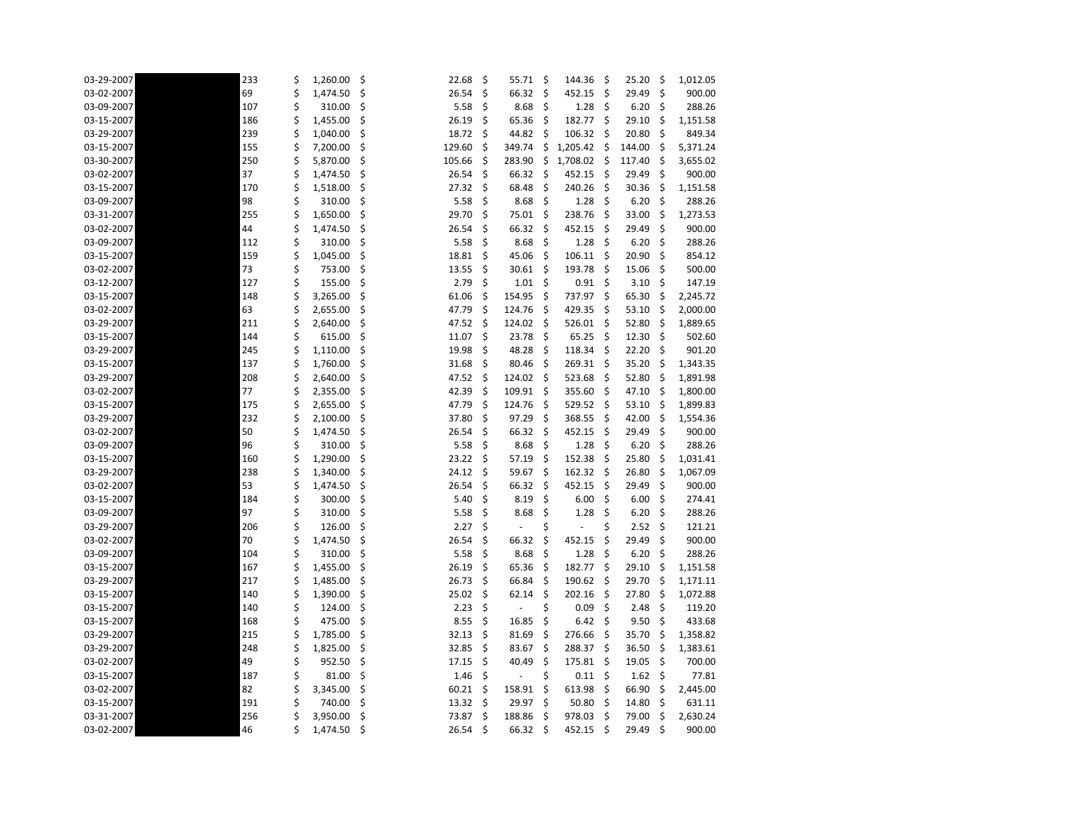| | | | | | | | | |
|---|---|---|---|---|---|---|---|---|
| 03-29-2007 | | 233 | $ 1,260.00 | $ 22.68 | $ 55.71 | $ 144.36 | $ 25.20 | $ 1,012.05 |
| 03-02-2007 | | 69 | $ 1,474.50 | $ 26.54 | $ 66.32 | $ 452.15 | $ 29.49 | $ 900.00 |
| 03-09-2007 | | 107 | $ 310.00 | $ 5.58 | $ 8.68 | $ 1.28 | $ 6.20 | $ 288.26 |
| 03-15-2007 | | 186 | $ 1,455.00 | $ 26.19 | $ 65.36 | $ 182.77 | $ 29.10 | $ 1,151.58 |
| 03-29-2007 | | 239 | $ 1,040.00 | $ 18.72 | $ 44.82 | $ 106.32 | $ 20.80 | $ 849.34 |
| 03-15-2007 | | 155 | $ 7,200.00 | $ 129.60 | $ 349.74 | $ 1,205.42 | $ 144.00 | $ 5,371.24 |
| 03-30-2007 | | 250 | $ 5,870.00 | $ 105.66 | $ 283.90 | $ 1,708.02 | $ 117.40 | $ 3,655.02 |
| 03-02-2007 | | 37 | $ 1,474.50 | $ 26.54 | $ 66.32 | $ 452.15 | $ 29.49 | $ 900.00 |
| 03-15-2007 | | 170 | $ 1,518.00 | $ 27.32 | $ 68.48 | $ 240.26 | $ 30.36 | $ 1,151.58 |
| 03-09-2007 | | 98 | $ 310.00 | $ 5.58 | $ 8.68 | $ 1.28 | $ 6.20 | $ 288.26 |
| 03-31-2007 | | 255 | $ 1,650.00 | $ 29.70 | $ 75.01 | $ 238.76 | $ 33.00 | $ 1,273.53 |
| 03-02-2007 | | 44 | $ 1,474.50 | $ 26.54 | $ 66.32 | $ 452.15 | $ 29.49 | $ 900.00 |
| 03-09-2007 | | 112 | $ 310.00 | $ 5.58 | $ 8.68 | $ 1.28 | $ 6.20 | $ 288.26 |
| 03-15-2007 | | 159 | $ 1,045.00 | $ 18.81 | $ 45.06 | $ 106.11 | $ 20.90 | $ 854.12 |
| 03-02-2007 | | 73 | $ 753.00 | $ 13.55 | $ 30.61 | $ 193.78 | $ 15.06 | $ 500.00 |
| 03-12-2007 | | 127 | $ 155.00 | $ 2.79 | $ 1.01 | $ 0.91 | $ 3.10 | $ 147.19 |
| 03-15-2007 | | 148 | $ 3,265.00 | $ 61.06 | $ 154.95 | $ 737.97 | $ 65.30 | $ 2,245.72 |
| 03-02-2007 | | 63 | $ 2,655.00 | $ 47.79 | $ 124.76 | $ 429.35 | $ 53.10 | $ 2,000.00 |
| 03-29-2007 | | 211 | $ 2,640.00 | $ 47.52 | $ 124.02 | $ 526.01 | $ 52.80 | $ 1,889.65 |
| 03-15-2007 | | 144 | $ 615.00 | $ 11.07 | $ 23.78 | $ 65.25 | $ 12.30 | $ 502.60 |
| 03-29-2007 | | 245 | $ 1,110.00 | $ 19.98 | $ 48.28 | $ 118.34 | $ 22.20 | $ 901.20 |
| 03-15-2007 | | 137 | $ 1,760.00 | $ 31.68 | $ 80.46 | $ 269.31 | $ 35.20 | $ 1,343.35 |
| 03-29-2007 | | 208 | $ 2,640.00 | $ 47.52 | $ 124.02 | $ 523.68 | $ 52.80 | $ 1,891.98 |
| 03-02-2007 | | 77 | $ 2,355.00 | $ 42.39 | $ 109.91 | $ 355.60 | $ 47.10 | $ 1,800.00 |
| 03-15-2007 | | 175 | $ 2,655.00 | $ 47.79 | $ 124.76 | $ 529.52 | $ 53.10 | $ 1,899.83 |
| 03-29-2007 | | 232 | $ 2,100.00 | $ 37.80 | $ 97.29 | $ 368.55 | $ 42.00 | $ 1,554.36 |
| 03-02-2007 | | 50 | $ 1,474.50 | $ 26.54 | $ 66.32 | $ 452.15 | $ 29.49 | $ 900.00 |
| 03-09-2007 | | 96 | $ 310.00 | $ 5.58 | $ 8.68 | $ 1.28 | $ 6.20 | $ 288.26 |
| 03-15-2007 | | 160 | $ 1,290.00 | $ 23.22 | $ 57.19 | $ 152.38 | $ 25.80 | $ 1,031.41 |
| 03-29-2007 | | 238 | $ 1,340.00 | $ 24.12 | $ 59.67 | $ 162.32 | $ 26.80 | $ 1,067.09 |
| 03-02-2007 | | 53 | $ 1,474.50 | $ 26.54 | $ 66.32 | $ 452.15 | $ 29.49 | $ 900.00 |
| 03-15-2007 | | 184 | $ 300.00 | $ 5.40 | $ 8.19 | $ 6.00 | $ 6.00 | $ 274.41 |
| 03-09-2007 | | 97 | $ 310.00 | $ 5.58 | $ 8.68 | $ 1.28 | $ 6.20 | $ 288.26 |
| 03-29-2007 | | 206 | $ 126.00 | $ 2.27 | $ - | $ - | $ 2.52 | $ 121.21 |
| 03-02-2007 | | 70 | $ 1,474.50 | $ 26.54 | $ 66.32 | $ 452.15 | $ 29.49 | $ 900.00 |
| 03-09-2007 | | 104 | $ 310.00 | $ 5.58 | $ 8.68 | $ 1.28 | $ 6.20 | $ 288.26 |
| 03-15-2007 | | 167 | $ 1,455.00 | $ 26.19 | $ 65.36 | $ 182.77 | $ 29.10 | $ 1,151.58 |
| 03-29-2007 | | 217 | $ 1,485.00 | $ 26.73 | $ 66.84 | $ 190.62 | $ 29.70 | $ 1,171.11 |
| 03-15-2007 | | 140 | $ 1,390.00 | $ 25.02 | $ 62.14 | $ 202.16 | $ 27.80 | $ 1,072.88 |
| 03-15-2007 | | 140 | $ 124.00 | $ 2.23 | $ - | $ 0.09 | $ 2.48 | $ 119.20 |
| 03-15-2007 | | 168 | $ 475.00 | $ 8.55 | $ 16.85 | $ 6.42 | $ 9.50 | $ 433.68 |
| 03-29-2007 | | 215 | $ 1,785.00 | $ 32.13 | $ 81.69 | $ 276.66 | $ 35.70 | $ 1,358.82 |
| 03-29-2007 | | 248 | $ 1,825.00 | $ 32.85 | $ 83.67 | $ 288.37 | $ 36.50 | $ 1,383.61 |
| 03-02-2007 | | 49 | $ 952.50 | $ 17.15 | $ 40.49 | $ 175.81 | $ 19.05 | $ 700.00 |
| 03-15-2007 | | 187 | $ 81.00 | $ 1.46 | $ - | $ 0.11 | $ 1.62 | $ 77.81 |
| 03-02-2007 | | 82 | $ 3,345.00 | $ 60.21 | $ 158.91 | $ 613.98 | $ 66.90 | $ 2,445.00 |
| 03-15-2007 | | 191 | $ 740.00 | $ 13.32 | $ 29.97 | $ 50.80 | $ 14.80 | $ 631.11 |
| 03-31-2007 | | 256 | $ 3,950.00 | $ 73.87 | $ 188.86 | $ 978.03 | $ 79.00 | $ 2,630.24 |
| 03-02-2007 | | 46 | $ 1,474.50 | $ 26.54 | $ 66.32 | $ 452.15 | $ 29.49 | $ 900.00 |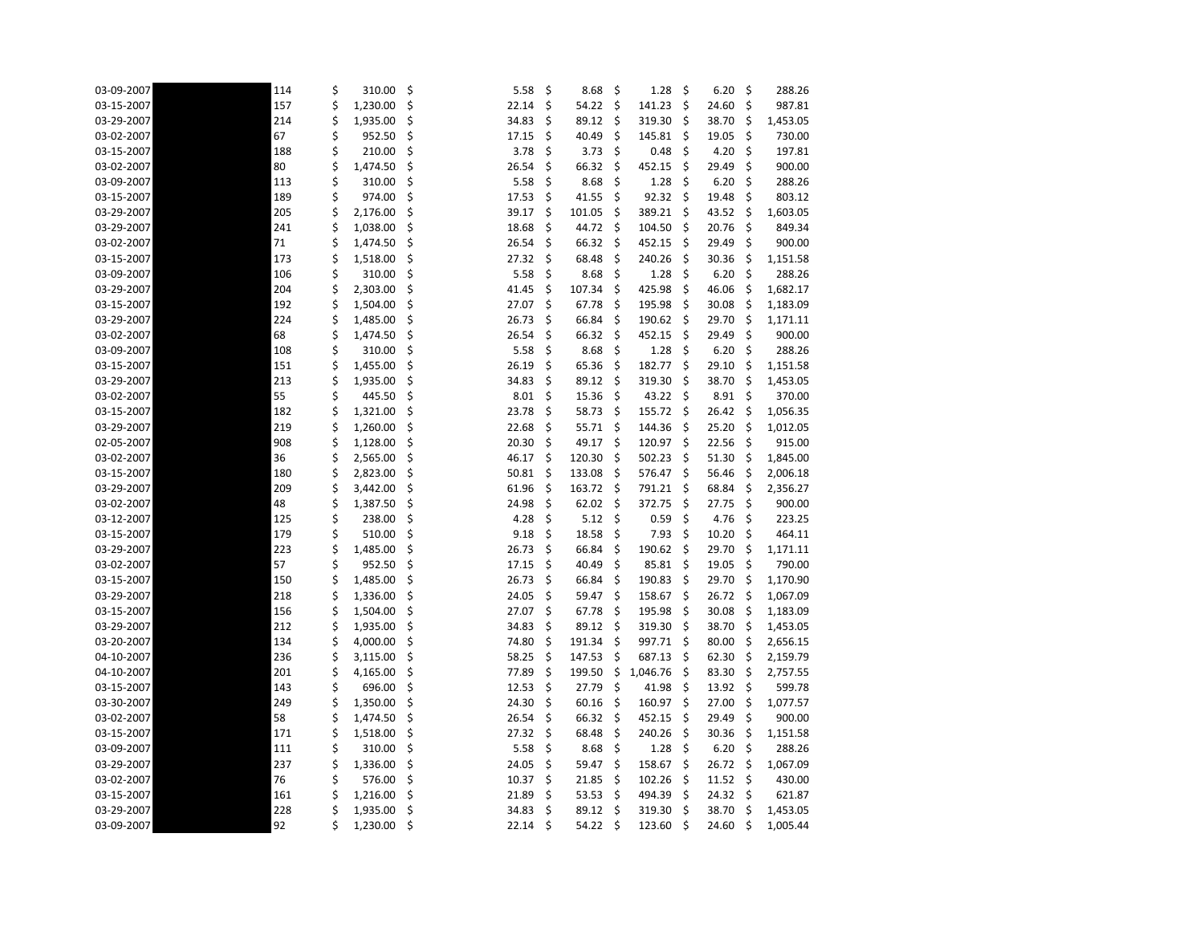| | | | | | | | | |
|---|---|---|---|---|---|---|---|---|
| 03-09-2007 | | 114 | $ 310.00 | $ 5.58 | $ 8.68 | $ 1.28 | $ 6.20 | $ 288.26 |
| 03-15-2007 | | 157 | $ 1,230.00 | $ 22.14 | $ 54.22 | $ 141.23 | $ 24.60 | $ 987.81 |
| 03-29-2007 | | 214 | $ 1,935.00 | $ 34.83 | $ 89.12 | $ 319.30 | $ 38.70 | $ 1,453.05 |
| 03-02-2007 | | 67 | $ 952.50 | $ 17.15 | $ 40.49 | $ 145.81 | $ 19.05 | $ 730.00 |
| 03-15-2007 | | 188 | $ 210.00 | $ 3.78 | $ 3.73 | $ 0.48 | $ 4.20 | $ 197.81 |
| 03-02-2007 | | 80 | $ 1,474.50 | $ 26.54 | $ 66.32 | $ 452.15 | $ 29.49 | $ 900.00 |
| 03-09-2007 | | 113 | $ 310.00 | $ 5.58 | $ 8.68 | $ 1.28 | $ 6.20 | $ 288.26 |
| 03-15-2007 | | 189 | $ 974.00 | $ 17.53 | $ 41.55 | $ 92.32 | $ 19.48 | $ 803.12 |
| 03-29-2007 | | 205 | $ 2,176.00 | $ 39.17 | $ 101.05 | $ 389.21 | $ 43.52 | $ 1,603.05 |
| 03-29-2007 | | 241 | $ 1,038.00 | $ 18.68 | $ 44.72 | $ 104.50 | $ 20.76 | $ 849.34 |
| 03-02-2007 | | 71 | $ 1,474.50 | $ 26.54 | $ 66.32 | $ 452.15 | $ 29.49 | $ 900.00 |
| 03-15-2007 | | 173 | $ 1,518.00 | $ 27.32 | $ 68.48 | $ 240.26 | $ 30.36 | $ 1,151.58 |
| 03-09-2007 | | 106 | $ 310.00 | $ 5.58 | $ 8.68 | $ 1.28 | $ 6.20 | $ 288.26 |
| 03-29-2007 | | 204 | $ 2,303.00 | $ 41.45 | $ 107.34 | $ 425.98 | $ 46.06 | $ 1,682.17 |
| 03-15-2007 | | 192 | $ 1,504.00 | $ 27.07 | $ 67.78 | $ 195.98 | $ 30.08 | $ 1,183.09 |
| 03-29-2007 | | 224 | $ 1,485.00 | $ 26.73 | $ 66.84 | $ 190.62 | $ 29.70 | $ 1,171.11 |
| 03-02-2007 | | 68 | $ 1,474.50 | $ 26.54 | $ 66.32 | $ 452.15 | $ 29.49 | $ 900.00 |
| 03-09-2007 | | 108 | $ 310.00 | $ 5.58 | $ 8.68 | $ 1.28 | $ 6.20 | $ 288.26 |
| 03-15-2007 | | 151 | $ 1,455.00 | $ 26.19 | $ 65.36 | $ 182.77 | $ 29.10 | $ 1,151.58 |
| 03-29-2007 | | 213 | $ 1,935.00 | $ 34.83 | $ 89.12 | $ 319.30 | $ 38.70 | $ 1,453.05 |
| 03-02-2007 | | 55 | $ 445.50 | $ 8.01 | $ 15.36 | $ 43.22 | $ 8.91 | $ 370.00 |
| 03-15-2007 | | 182 | $ 1,321.00 | $ 23.78 | $ 58.73 | $ 155.72 | $ 26.42 | $ 1,056.35 |
| 03-29-2007 | | 219 | $ 1,260.00 | $ 22.68 | $ 55.71 | $ 144.36 | $ 25.20 | $ 1,012.05 |
| 02-05-2007 | | 908 | $ 1,128.00 | $ 20.30 | $ 49.17 | $ 120.97 | $ 22.56 | $ 915.00 |
| 03-02-2007 | | 36 | $ 2,565.00 | $ 46.17 | $ 120.30 | $ 502.23 | $ 51.30 | $ 1,845.00 |
| 03-15-2007 | | 180 | $ 2,823.00 | $ 50.81 | $ 133.08 | $ 576.47 | $ 56.46 | $ 2,006.18 |
| 03-29-2007 | | 209 | $ 3,442.00 | $ 61.96 | $ 163.72 | $ 791.21 | $ 68.84 | $ 2,356.27 |
| 03-02-2007 | | 48 | $ 1,387.50 | $ 24.98 | $ 62.02 | $ 372.75 | $ 27.75 | $ 900.00 |
| 03-12-2007 | | 125 | $ 238.00 | $ 4.28 | $ 5.12 | $ 0.59 | $ 4.76 | $ 223.25 |
| 03-15-2007 | | 179 | $ 510.00 | $ 9.18 | $ 18.58 | $ 7.93 | $ 10.20 | $ 464.11 |
| 03-29-2007 | | 223 | $ 1,485.00 | $ 26.73 | $ 66.84 | $ 190.62 | $ 29.70 | $ 1,171.11 |
| 03-02-2007 | | 57 | $ 952.50 | $ 17.15 | $ 40.49 | $ 85.81 | $ 19.05 | $ 790.00 |
| 03-15-2007 | | 150 | $ 1,485.00 | $ 26.73 | $ 66.84 | $ 190.83 | $ 29.70 | $ 1,170.90 |
| 03-29-2007 | | 218 | $ 1,336.00 | $ 24.05 | $ 59.47 | $ 158.67 | $ 26.72 | $ 1,067.09 |
| 03-15-2007 | | 156 | $ 1,504.00 | $ 27.07 | $ 67.78 | $ 195.98 | $ 30.08 | $ 1,183.09 |
| 03-29-2007 | | 212 | $ 1,935.00 | $ 34.83 | $ 89.12 | $ 319.30 | $ 38.70 | $ 1,453.05 |
| 03-20-2007 | | 134 | $ 4,000.00 | $ 74.80 | $ 191.34 | $ 997.71 | $ 80.00 | $ 2,656.15 |
| 04-10-2007 | | 236 | $ 3,115.00 | $ 58.25 | $ 147.53 | $ 687.13 | $ 62.30 | $ 2,159.79 |
| 04-10-2007 | | 201 | $ 4,165.00 | $ 77.89 | $ 199.50 | $ 1,046.76 | $ 83.30 | $ 2,757.55 |
| 03-15-2007 | | 143 | $ 696.00 | $ 12.53 | $ 27.79 | $ 41.98 | $ 13.92 | $ 599.78 |
| 03-30-2007 | | 249 | $ 1,350.00 | $ 24.30 | $ 60.16 | $ 160.97 | $ 27.00 | $ 1,077.57 |
| 03-02-2007 | | 58 | $ 1,474.50 | $ 26.54 | $ 66.32 | $ 452.15 | $ 29.49 | $ 900.00 |
| 03-15-2007 | | 171 | $ 1,518.00 | $ 27.32 | $ 68.48 | $ 240.26 | $ 30.36 | $ 1,151.58 |
| 03-09-2007 | | 111 | $ 310.00 | $ 5.58 | $ 8.68 | $ 1.28 | $ 6.20 | $ 288.26 |
| 03-29-2007 | | 237 | $ 1,336.00 | $ 24.05 | $ 59.47 | $ 158.67 | $ 26.72 | $ 1,067.09 |
| 03-02-2007 | | 76 | $ 576.00 | $ 10.37 | $ 21.85 | $ 102.26 | $ 11.52 | $ 430.00 |
| 03-15-2007 | | 161 | $ 1,216.00 | $ 21.89 | $ 53.53 | $ 494.39 | $ 24.32 | $ 621.87 |
| 03-29-2007 | | 228 | $ 1,935.00 | $ 34.83 | $ 89.12 | $ 319.30 | $ 38.70 | $ 1,453.05 |
| 03-09-2007 | | 92 | $ 1,230.00 | $ 22.14 | $ 54.22 | $ 123.60 | $ 24.60 | $ 1,005.44 |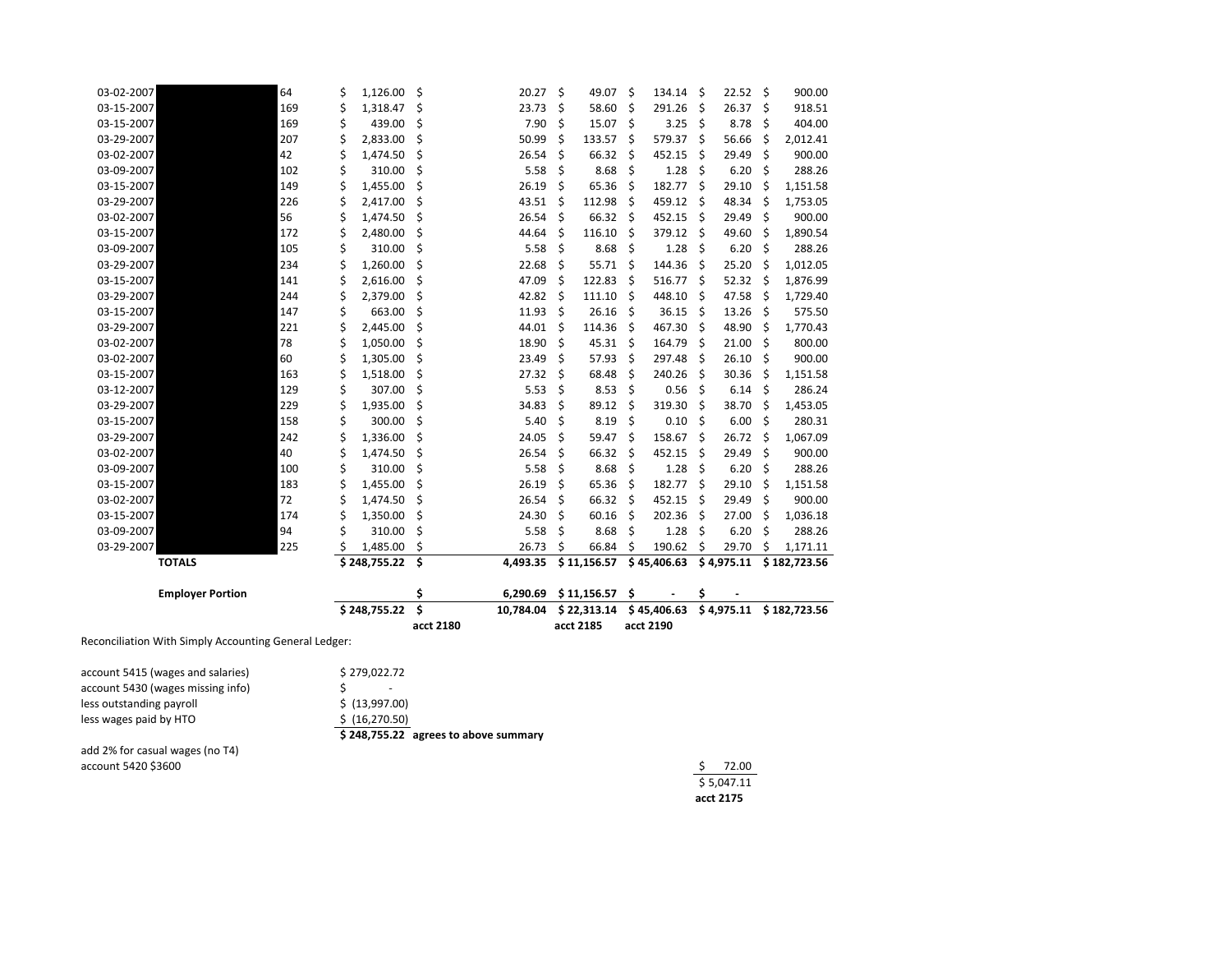| | | | | | | | | |
|---|---|---|---|---|---|---|---|---|
| 03-02-2007 | | 64 | $ 1,126.00 | $ 20.27 | $ 49.07 | $ 134.14 | $ 22.52 | $ 900.00 |
| 03-15-2007 | | 169 | $ 1,318.47 | $ 23.73 | $ 58.60 | $ 291.26 | $ 26.37 | $ 918.51 |
| 03-15-2007 | | 169 | $ 439.00 | $ 7.90 | $ 15.07 | $ 3.25 | $ 8.78 | $ 404.00 |
| 03-29-2007 | | 207 | $ 2,833.00 | $ 50.99 | $ 133.57 | $ 579.37 | $ 56.66 | $ 2,012.41 |
| 03-02-2007 | | 42 | $ 1,474.50 | $ 26.54 | $ 66.32 | $ 452.15 | $ 29.49 | $ 900.00 |
| 03-09-2007 | | 102 | $ 310.00 | $ 5.58 | $ 8.68 | $ 1.28 | $ 6.20 | $ 288.26 |
| 03-15-2007 | | 149 | $ 1,455.00 | $ 26.19 | $ 65.36 | $ 182.77 | $ 29.10 | $ 1,151.58 |
| 03-29-2007 | | 226 | $ 2,417.00 | $ 43.51 | $ 112.98 | $ 459.12 | $ 48.34 | $ 1,753.05 |
| 03-02-2007 | | 56 | $ 1,474.50 | $ 26.54 | $ 66.32 | $ 452.15 | $ 29.49 | $ 900.00 |
| 03-15-2007 | | 172 | $ 2,480.00 | $ 44.64 | $ 116.10 | $ 379.12 | $ 49.60 | $ 1,890.54 |
| 03-09-2007 | | 105 | $ 310.00 | $ 5.58 | $ 8.68 | $ 1.28 | $ 6.20 | $ 288.26 |
| 03-29-2007 | | 234 | $ 1,260.00 | $ 22.68 | $ 55.71 | $ 144.36 | $ 25.20 | $ 1,012.05 |
| 03-15-2007 | | 141 | $ 2,616.00 | $ 47.09 | $ 122.83 | $ 516.77 | $ 52.32 | $ 1,876.99 |
| 03-29-2007 | | 244 | $ 2,379.00 | $ 42.82 | $ 111.10 | $ 448.10 | $ 47.58 | $ 1,729.40 |
| 03-15-2007 | | 147 | $ 663.00 | $ 11.93 | $ 26.16 | $ 36.15 | $ 13.26 | $ 575.50 |
| 03-29-2007 | | 221 | $ 2,445.00 | $ 44.01 | $ 114.36 | $ 467.30 | $ 48.90 | $ 1,770.43 |
| 03-02-2007 | | 78 | $ 1,050.00 | $ 18.90 | $ 45.31 | $ 164.79 | $ 21.00 | $ 800.00 |
| 03-02-2007 | | 60 | $ 1,305.00 | $ 23.49 | $ 57.93 | $ 297.48 | $ 26.10 | $ 900.00 |
| 03-15-2007 | | 163 | $ 1,518.00 | $ 27.32 | $ 68.48 | $ 240.26 | $ 30.36 | $ 1,151.58 |
| 03-12-2007 | | 129 | $ 307.00 | $ 5.53 | $ 8.53 | $ 0.56 | $ 6.14 | $ 286.24 |
| 03-29-2007 | | 229 | $ 1,935.00 | $ 34.83 | $ 89.12 | $ 319.30 | $ 38.70 | $ 1,453.05 |
| 03-15-2007 | | 158 | $ 300.00 | $ 5.40 | $ 8.19 | $ 0.10 | $ 6.00 | $ 280.31 |
| 03-29-2007 | | 242 | $ 1,336.00 | $ 24.05 | $ 59.47 | $ 158.67 | $ 26.72 | $ 1,067.09 |
| 03-02-2007 | | 40 | $ 1,474.50 | $ 26.54 | $ 66.32 | $ 452.15 | $ 29.49 | $ 900.00 |
| 03-09-2007 | | 100 | $ 310.00 | $ 5.58 | $ 8.68 | $ 1.28 | $ 6.20 | $ 288.26 |
| 03-15-2007 | | 183 | $ 1,455.00 | $ 26.19 | $ 65.36 | $ 182.77 | $ 29.10 | $ 1,151.58 |
| 03-02-2007 | | 72 | $ 1,474.50 | $ 26.54 | $ 66.32 | $ 452.15 | $ 29.49 | $ 900.00 |
| 03-15-2007 | | 174 | $ 1,350.00 | $ 24.30 | $ 60.16 | $ 202.36 | $ 27.00 | $ 1,036.18 |
| 03-09-2007 | | 94 | $ 310.00 | $ 5.58 | $ 8.68 | $ 1.28 | $ 6.20 | $ 288.26 |
| 03-29-2007 | | 225 | $ 1,485.00 | $ 26.73 | $ 66.84 | $ 190.62 | $ 29.70 | $ 1,171.11 |
| | **TOTALS** | | **$ 248,755.22** | **$ 4,493.35** | **$ 11,156.57** | **$ 45,406.63** | **$ 4,975.11** | **$ 182,723.56** |
| | **Employer Portion** | | | **$ 6,290.69** | **$ 11,156.57** | **$ -** | **$ -** | |
| | | | **$ 248,755.22** | **$ 10,784.04** | **$ 22,313.14** | **$ 45,406.63** | **$ 4,975.11** | **$ 182,723.56** |
| | | | | **acct 2180** | **acct 2185** | **acct 2190** | | |

Reconciliation With Simply Accounting General Ledger:

| | | |
|---|---|---|
| account 5415 (wages and salaries) | $ 279,022.72 | |
| account 5430 (wages missing info) | $ - | |
| less outstanding payroll | $ (13,997.00) | |
| less wages paid by HTO | $ (16,270.50) | |
| | **$ 248,755.22** | **agrees to above summary** |

add 2% for casual wages (no T4)
account 5420 $3600

| |
|---|
| $ 72.00 |
| $ 5,047.11 |
| **acct 2175** |